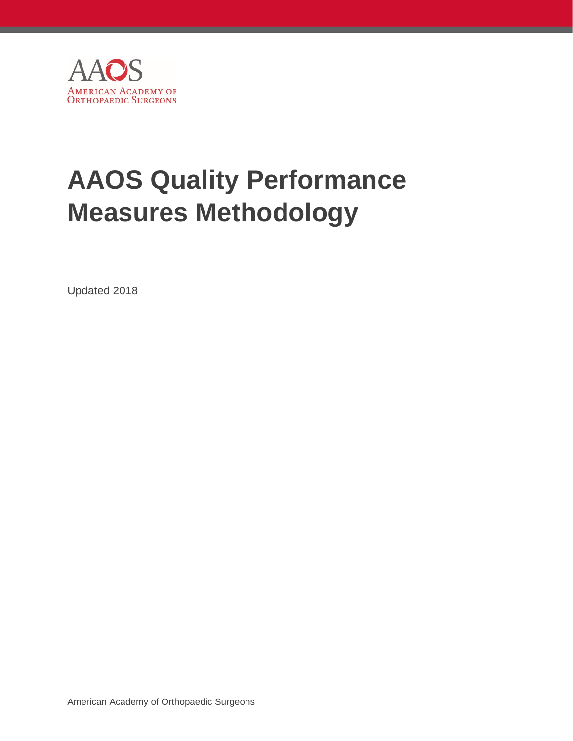AAOS

American Academy of Orthopaedic Surgeons

# AAOS Quality Performance Measures Methodology

Updated 2018

American Academy of Orthopaedic Surgeons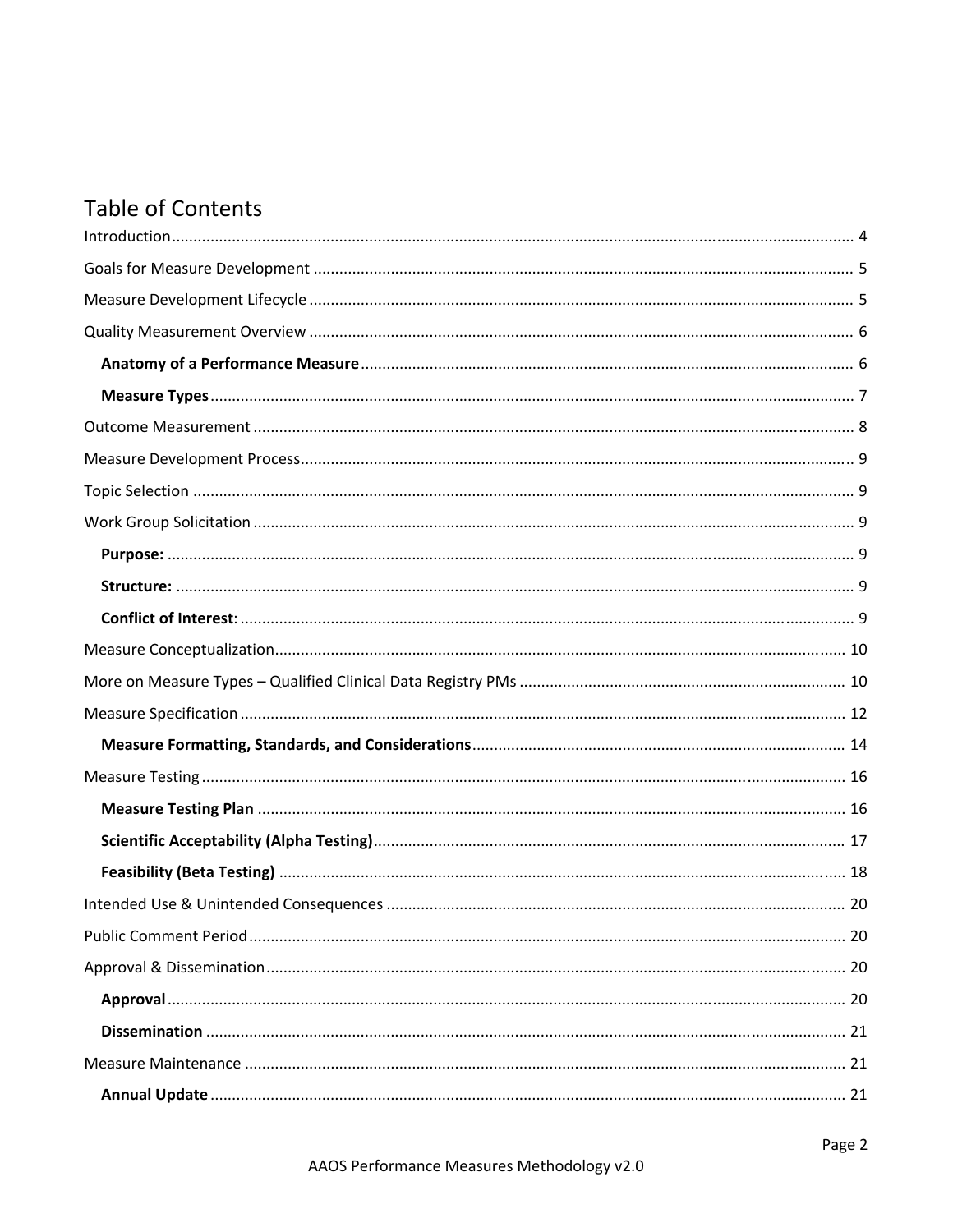# Table of Contents

Introduction .................................................................................................................................................. 4

Goals for Measure Development ................................................................................................................. 5

Measure Development Lifecycle .................................................................................................................. 5

Quality Measurement Overview .................................................................................................................. 6

- **Anatomy of a Performance Measure** ...................................................................................................... 6
- **Measure Types** ......................................................................................................................................... 7

Outcome Measurement ............................................................................................................................... 8

Measure Development Process..................................................................................................................... 9

Topic Selection .............................................................................................................................................. 9

Work Group Solicitation ................................................................................................................................ 9

- **Purpose:** ................................................................................................................................................... 9
- **Structure:** ................................................................................................................................................. 9
- **Conflict of Interest**: ................................................................................................................................. 9

Measure Conceptualization......................................................................................................................... 10

More on Measure Types – Qualified Clinical Data Registry PMs ............................................................... 10

Measure Specification ................................................................................................................................ 12

- **Measure Formatting, Standards, and Considerations**.......................................................................... 14

Measure Testing .......................................................................................................................................... 16

- **Measure Testing Plan** ............................................................................................................................ 16
- **Scientific Acceptability (Alpha Testing)**................................................................................................ 17
- **Feasibility (Beta Testing)** ...................................................................................................................... 18

Intended Use & Unintended Consequences ............................................................................................... 20

Public Comment Period............................................................................................................................... 20

Approval & Dissemination.......................................................................................................................... 20

- **Approval** ................................................................................................................................................ 20
- **Dissemination** ....................................................................................................................................... 21

Measure Maintenance ................................................................................................................................ 21

- **Annual Update** ...................................................................................................................................... 21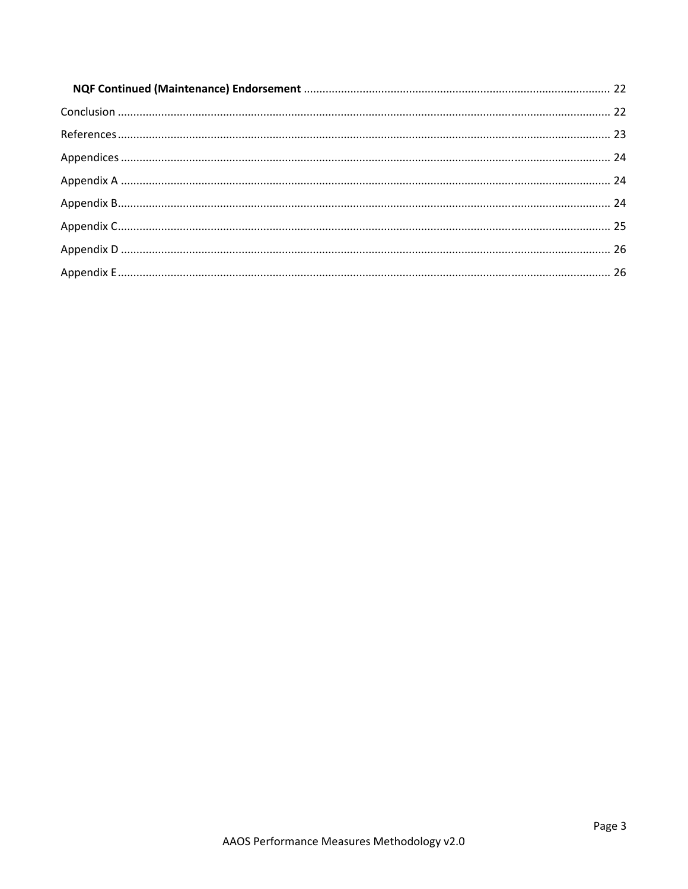**NQF Continued (Maintenance) Endorsement** ........ 22

Conclusion ........ 22

References ........ 23

Appendices ........ 24

Appendix A ........ 24

Appendix B ........ 24

Appendix C ........ 25

Appendix D ........ 26

Appendix E ........ 26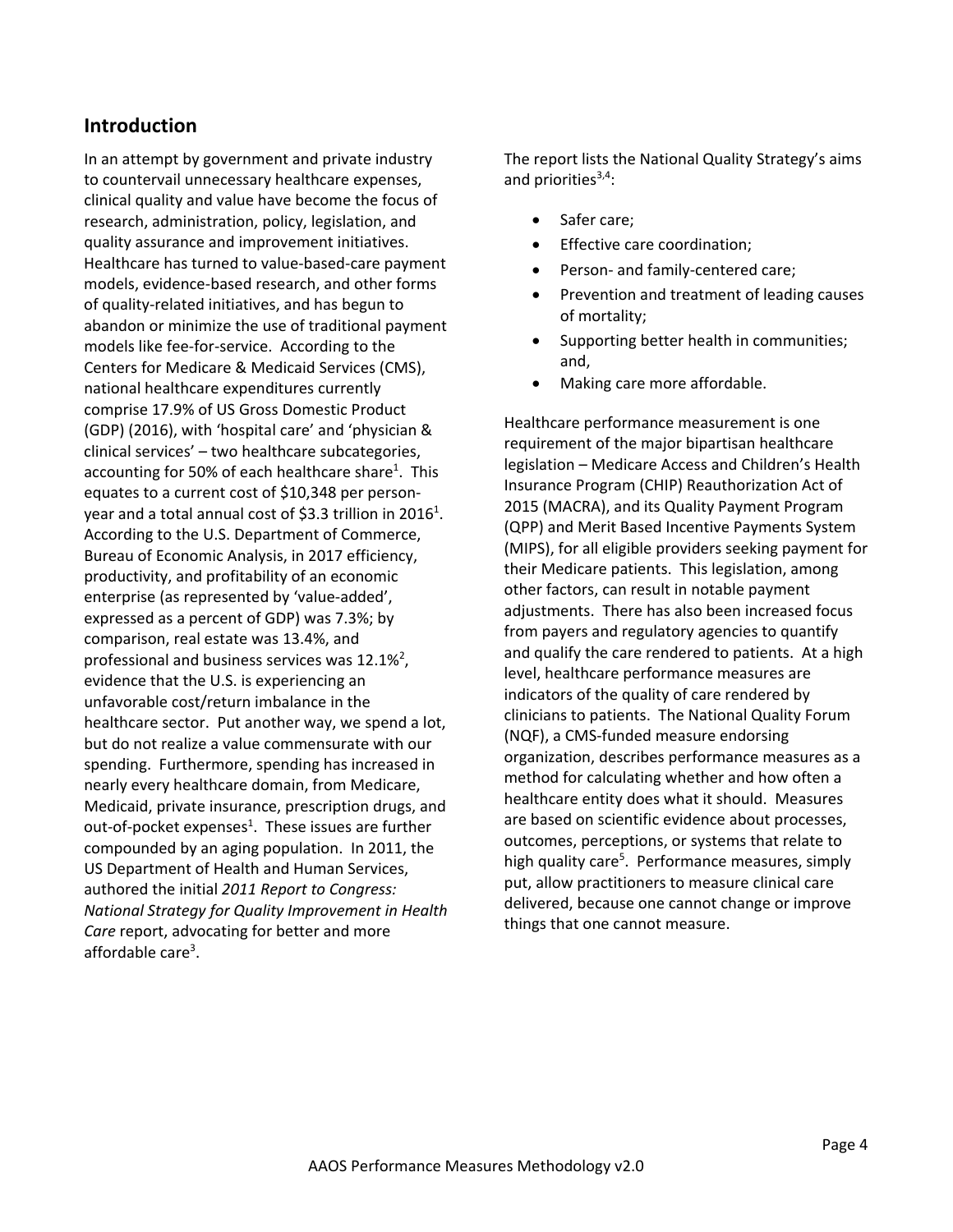## Introduction

In an attempt by government and private industry to countervail unnecessary healthcare expenses, clinical quality and value have become the focus of research, administration, policy, legislation, and quality assurance and improvement initiatives. Healthcare has turned to value-based-care payment models, evidence-based research, and other forms of quality-related initiatives, and has begun to abandon or minimize the use of traditional payment models like fee-for-service. According to the Centers for Medicare & Medicaid Services (CMS), national healthcare expenditures currently comprise 17.9% of US Gross Domestic Product (GDP) (2016), with 'hospital care' and 'physician & clinical services' – two healthcare subcategories, accounting for 50% of each healthcare share[1]. This equates to a current cost of $10,348 per person-year and a total annual cost of $3.3 trillion in 2016[1]. According to the U.S. Department of Commerce, Bureau of Economic Analysis, in 2017 efficiency, productivity, and profitability of an economic enterprise (as represented by 'value-added', expressed as a percent of GDP) was 7.3%; by comparison, real estate was 13.4%, and professional and business services was 12.1%[2], evidence that the U.S. is experiencing an unfavorable cost/return imbalance in the healthcare sector. Put another way, we spend a lot, but do not realize a value commensurate with our spending. Furthermore, spending has increased in nearly every healthcare domain, from Medicare, Medicaid, private insurance, prescription drugs, and out-of-pocket expenses[1]. These issues are further compounded by an aging population. In 2011, the US Department of Health and Human Services, authored the initial *2011 Report to Congress: National Strategy for Quality Improvement in Health Care* report, advocating for better and more affordable care[3].

The report lists the National Quality Strategy's aims and priorities[3,4]:

- Safer care;
- Effective care coordination;
- Person- and family-centered care;
- Prevention and treatment of leading causes of mortality;
- Supporting better health in communities; and,
- Making care more affordable.

Healthcare performance measurement is one requirement of the major bipartisan healthcare legislation – Medicare Access and Children's Health Insurance Program (CHIP) Reauthorization Act of 2015 (MACRA), and its Quality Payment Program (QPP) and Merit Based Incentive Payments System (MIPS), for all eligible providers seeking payment for their Medicare patients. This legislation, among other factors, can result in notable payment adjustments. There has also been increased focus from payers and regulatory agencies to quantify and qualify the care rendered to patients. At a high level, healthcare performance measures are indicators of the quality of care rendered by clinicians to patients. The National Quality Forum (NQF), a CMS-funded measure endorsing organization, describes performance measures as a method for calculating whether and how often a healthcare entity does what it should. Measures are based on scientific evidence about processes, outcomes, perceptions, or systems that relate to high quality care[5]. Performance measures, simply put, allow practitioners to measure clinical care delivered, because one cannot change or improve things that one cannot measure.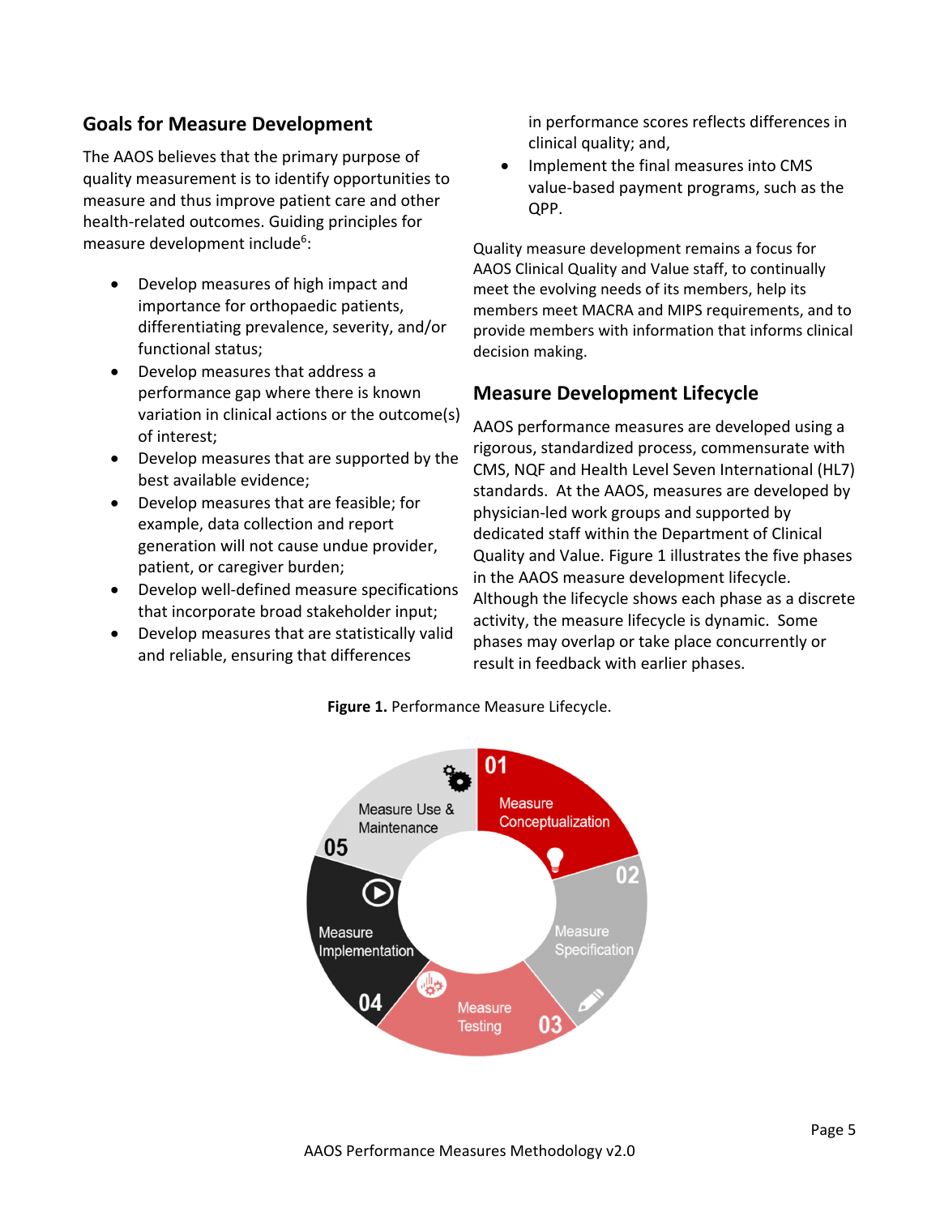## Goals for Measure Development

The AAOS believes that the primary purpose of quality measurement is to identify opportunities to measure and thus improve patient care and other health-related outcomes. Guiding principles for measure development include[6]:

- Develop measures of high impact and importance for orthopaedic patients, differentiating prevalence, severity, and/or functional status;
- Develop measures that address a performance gap where there is known variation in clinical actions or the outcome(s) of interest;
- Develop measures that are supported by the best available evidence;
- Develop measures that are feasible; for example, data collection and report generation will not cause undue provider, patient, or caregiver burden;
- Develop well-defined measure specifications that incorporate broad stakeholder input;
- Develop measures that are statistically valid and reliable, ensuring that differences in performance scores reflects differences in clinical quality; and,
- Implement the final measures into CMS value-based payment programs, such as the QPP.

Quality measure development remains a focus for AAOS Clinical Quality and Value staff, to continually meet the evolving needs of its members, help its members meet MACRA and MIPS requirements, and to provide members with information that informs clinical decision making.

## Measure Development Lifecycle

AAOS performance measures are developed using a rigorous, standardized process, commensurate with CMS, NQF and Health Level Seven International (HL7) standards. At the AAOS, measures are developed by physician-led work groups and supported by dedicated staff within the Department of Clinical Quality and Value. Figure 1 illustrates the five phases in the AAOS measure development lifecycle. Although the lifecycle shows each phase as a discrete activity, the measure lifecycle is dynamic. Some phases may overlap or take place concurrently or result in feedback with earlier phases.

**Figure 1.** Performance Measure Lifecycle.

01 Measure Conceptualization
02 Measure Specification
03 Measure Testing
04 Measure Implementation
05 Measure Use & Maintenance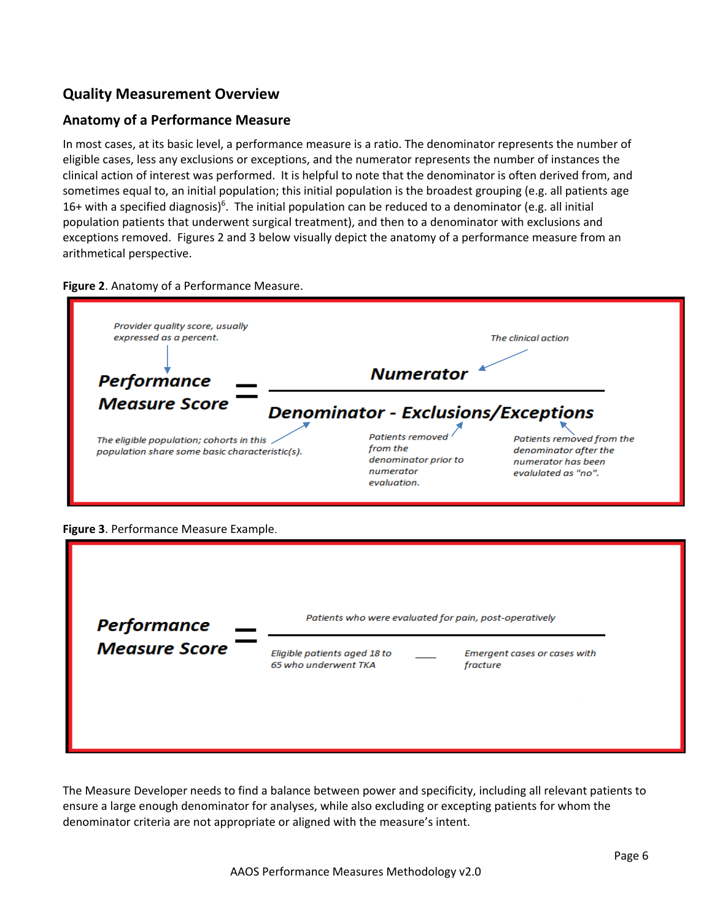## Quality Measurement Overview

### Anatomy of a Performance Measure

In most cases, at its basic level, a performance measure is a ratio. The denominator represents the number of eligible cases, less any exclusions or exceptions, and the numerator represents the number of instances the clinical action of interest was performed. It is helpful to note that the denominator is often derived from, and sometimes equal to, an initial population; this initial population is the broadest grouping (e.g. all patients age 16+ with a specified diagnosis)[6]. The initial population can be reduced to a denominator (e.g. all initial population patients that underwent surgical treatment), and then to a denominator with exclusions and exceptions removed. Figures 2 and 3 below visually depict the anatomy of a performance measure from an arithmetical perspective.

**Figure 2**. Anatomy of a Performance Measure.

*Provider quality score, usually expressed as a percent.*

*The clinical action*

**Performance Measure Score** = **Numerator** / **Denominator - Exclusions/Exceptions**

*The eligible population; cohorts in this population share some basic characteristic(s).*

*Patients removed from the denominator prior to numerator evaluation.*

*Patients removed from the denominator after the numerator has been evalutated as "no".*

**Figure 3**. Performance Measure Example.

**Performance Measure Score** = *Patients who were evaluated for pain, post-operatively* / (*Eligible patients aged 18 to 65 who underwent TKA* – *Emergent cases or cases with fracture*)

The Measure Developer needs to find a balance between power and specificity, including all relevant patients to ensure a large enough denominator for analyses, while also excluding or excepting patients for whom the denominator criteria are not appropriate or aligned with the measure's intent.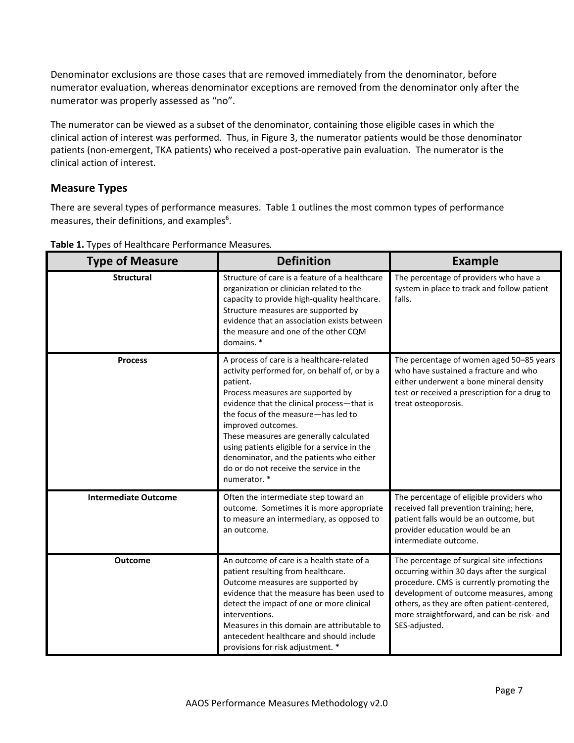Denominator exclusions are those cases that are removed immediately from the denominator, before numerator evaluation, whereas denominator exceptions are removed from the denominator only after the numerator was properly assessed as "no".

The numerator can be viewed as a subset of the denominator, containing those eligible cases in which the clinical action of interest was performed. Thus, in Figure 3, the numerator patients would be those denominator patients (non-emergent, TKA patients) who received a post-operative pain evaluation. The numerator is the clinical action of interest.

## Measure Types

There are several types of performance measures. Table 1 outlines the most common types of performance measures, their definitions, and examples[6].

**Table 1.** Types of Healthcare Performance Measures.

| Type of Measure | Definition | Example |
|---|---|---|
| **Structural** | Structure of care is a feature of a healthcare organization or clinician related to the capacity to provide high-quality healthcare. Structure measures are supported by evidence that an association exists between the measure and one of the other CQM domains. * | The percentage of providers who have a system in place to track and follow patient falls. |
| **Process** | A process of care is a healthcare-related activity performed for, on behalf of, or by a patient. Process measures are supported by evidence that the clinical process—that is the focus of the measure—has led to improved outcomes. These measures are generally calculated using patients eligible for a service in the denominator, and the patients who either do or do not receive the service in the numerator. * | The percentage of women aged 50–85 years who have sustained a fracture and who either underwent a bone mineral density test or received a prescription for a drug to treat osteoporosis. |
| **Intermediate Outcome** | Often the intermediate step toward an outcome. Sometimes it is more appropriate to measure an intermediary, as opposed to an outcome. | The percentage of eligible providers who received fall prevention training; here, patient falls would be an outcome, but provider education would be an intermediate outcome. |
| **Outcome** | An outcome of care is a health state of a patient resulting from healthcare. Outcome measures are supported by evidence that the measure has been used to detect the impact of one or more clinical interventions. Measures in this domain are attributable to antecedent healthcare and should include provisions for risk adjustment. * | The percentage of surgical site infections occurring within 30 days after the surgical procedure. CMS is currently promoting the development of outcome measures, among others, as they are often patient-centered, more straightforward, and can be risk- and SES-adjusted. |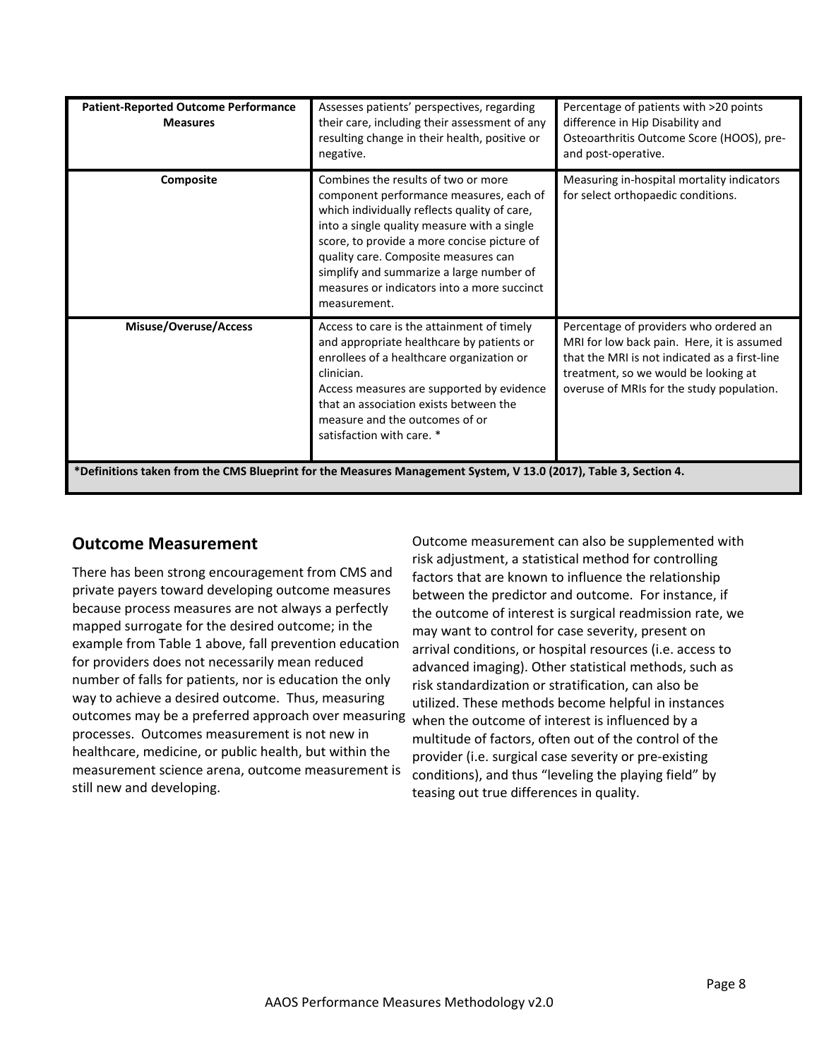| **Patient-Reported Outcome Performance Measures** | Assesses patients' perspectives, regarding their care, including their assessment of any resulting change in their health, positive or negative. | Percentage of patients with >20 points difference in Hip Disability and Osteoarthritis Outcome Score (HOOS), pre- and post-operative. |
|---|---|---|
| **Composite** | Combines the results of two or more component performance measures, each of which individually reflects quality of care, into a single quality measure with a single score, to provide a more concise picture of quality care. Composite measures can simplify and summarize a large number of measures or indicators into a more succinct measurement. | Measuring in-hospital mortality indicators for select orthopaedic conditions. |
| **Misuse/Overuse/Access** | Access to care is the attainment of timely and appropriate healthcare by patients or enrollees of a healthcare organization or clinician. Access measures are supported by evidence that an association exists between the measure and the outcomes of or satisfaction with care. * | Percentage of providers who ordered an MRI for low back pain. Here, it is assumed that the MRI is not indicated as a first-line treatment, so we would be looking at overuse of MRIs for the study population. |

**\*Definitions taken from the CMS Blueprint for the Measures Management System, V 13.0 (2017), Table 3, Section 4.**

## Outcome Measurement

There has been strong encouragement from CMS and private payers toward developing outcome measures because process measures are not always a perfectly mapped surrogate for the desired outcome; in the example from Table 1 above, fall prevention education for providers does not necessarily mean reduced number of falls for patients, nor is education the only way to achieve a desired outcome. Thus, measuring outcomes may be a preferred approach over measuring processes. Outcomes measurement is not new in healthcare, medicine, or public health, but within the measurement science arena, outcome measurement is still new and developing.

Outcome measurement can also be supplemented with risk adjustment, a statistical method for controlling factors that are known to influence the relationship between the predictor and outcome. For instance, if the outcome of interest is surgical readmission rate, we may want to control for case severity, present on arrival conditions, or hospital resources (i.e. access to advanced imaging). Other statistical methods, such as risk standardization or stratification, can also be utilized. These methods become helpful in instances when the outcome of interest is influenced by a multitude of factors, often out of the control of the provider (i.e. surgical case severity or pre-existing conditions), and thus "leveling the playing field" by teasing out true differences in quality.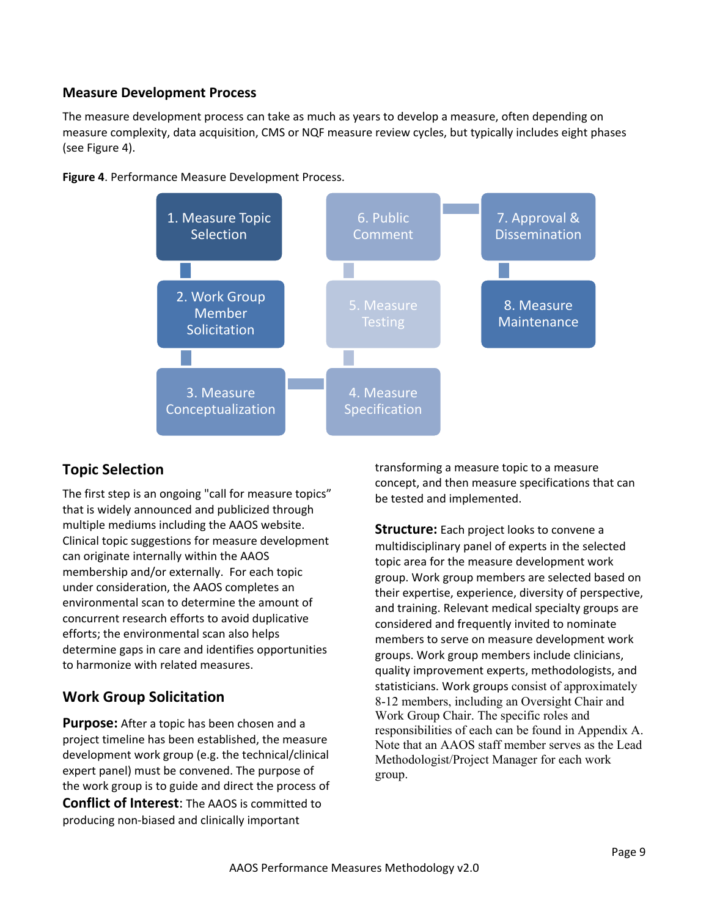### Measure Development Process

The measure development process can take as much as years to develop a measure, often depending on measure complexity, data acquisition, CMS or NQF measure review cycles, but typically includes eight phases (see Figure 4).

**Figure 4**. Performance Measure Development Process.

1. Measure Topic Selection
2. Work Group Member Solicitation
3. Measure Conceptualization
4. Measure Specification
5. Measure Testing
6. Public Comment
7. Approval & Dissemination
8. Measure Maintenance

## Topic Selection

The first step is an ongoing "call for measure topics" that is widely announced and publicized through multiple mediums including the AAOS website. Clinical topic suggestions for measure development can originate internally within the AAOS membership and/or externally. For each topic under consideration, the AAOS completes an environmental scan to determine the amount of concurrent research efforts to avoid duplicative efforts; the environmental scan also helps determine gaps in care and identifies opportunities to harmonize with related measures.

## Work Group Solicitation

**Purpose:** After a topic has been chosen and a project timeline has been established, the measure development work group (e.g. the technical/clinical expert panel) must be convened. The purpose of the work group is to guide and direct the process of transforming a measure topic to a measure concept, and then measure specifications that can be tested and implemented.

**Structure:** Each project looks to convene a multidisciplinary panel of experts in the selected topic area for the measure development work group. Work group members are selected based on their expertise, experience, diversity of perspective, and training. Relevant medical specialty groups are considered and frequently invited to nominate members to serve on measure development work groups. Work group members include clinicians, quality improvement experts, methodologists, and statisticians. Work groups consist of approximately 8-12 members, including an Oversight Chair and Work Group Chair. The specific roles and responsibilities of each can be found in Appendix A. Note that an AAOS staff member serves as the Lead Methodologist/Project Manager for each work group.

**Conflict of Interest**: The AAOS is committed to producing non-biased and clinically important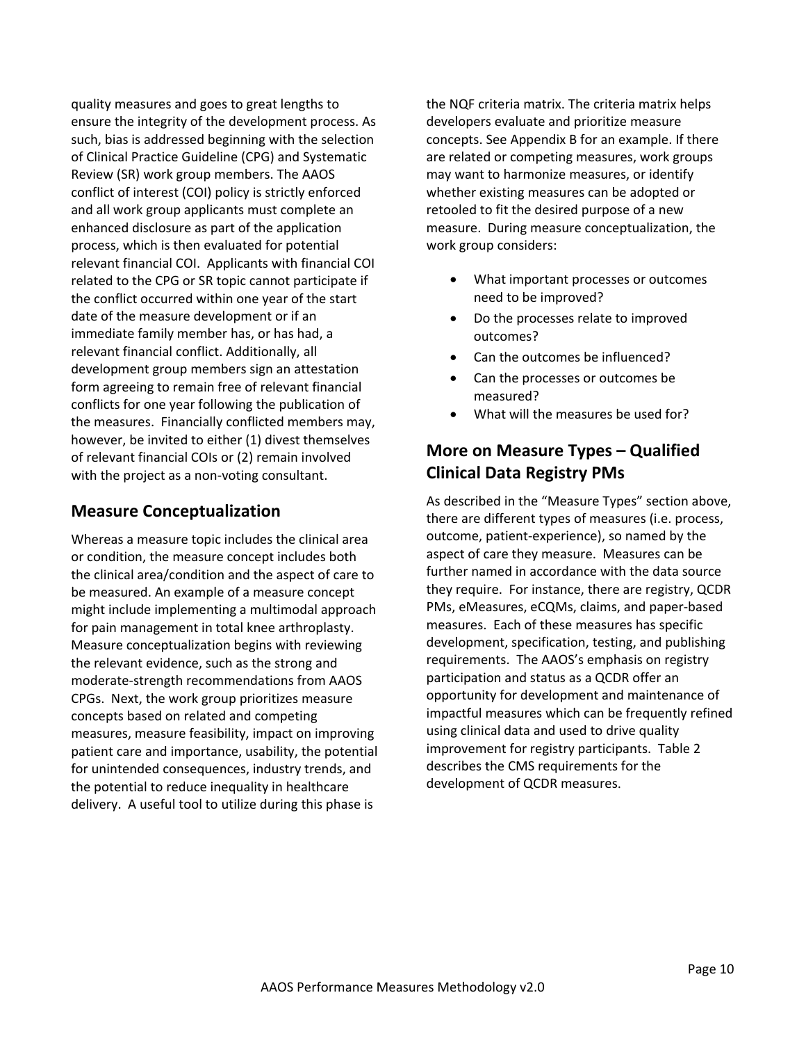quality measures and goes to great lengths to ensure the integrity of the development process. As such, bias is addressed beginning with the selection of Clinical Practice Guideline (CPG) and Systematic Review (SR) work group members. The AAOS conflict of interest (COI) policy is strictly enforced and all work group applicants must complete an enhanced disclosure as part of the application process, which is then evaluated for potential relevant financial COI. Applicants with financial COI related to the CPG or SR topic cannot participate if the conflict occurred within one year of the start date of the measure development or if an immediate family member has, or has had, a relevant financial conflict. Additionally, all development group members sign an attestation form agreeing to remain free of relevant financial conflicts for one year following the publication of the measures. Financially conflicted members may, however, be invited to either (1) divest themselves of relevant financial COIs or (2) remain involved with the project as a non-voting consultant.

## Measure Conceptualization

Whereas a measure topic includes the clinical area or condition, the measure concept includes both the clinical area/condition and the aspect of care to be measured. An example of a measure concept might include implementing a multimodal approach for pain management in total knee arthroplasty. Measure conceptualization begins with reviewing the relevant evidence, such as the strong and moderate-strength recommendations from AAOS CPGs. Next, the work group prioritizes measure concepts based on related and competing measures, measure feasibility, impact on improving patient care and importance, usability, the potential for unintended consequences, industry trends, and the potential to reduce inequality in healthcare delivery. A useful tool to utilize during this phase is the NQF criteria matrix. The criteria matrix helps developers evaluate and prioritize measure concepts. See Appendix B for an example. If there are related or competing measures, work groups may want to harmonize measures, or identify whether existing measures can be adopted or retooled to fit the desired purpose of a new measure. During measure conceptualization, the work group considers:

- What important processes or outcomes need to be improved?
- Do the processes relate to improved outcomes?
- Can the outcomes be influenced?
- Can the processes or outcomes be measured?
- What will the measures be used for?

## More on Measure Types – Qualified Clinical Data Registry PMs

As described in the "Measure Types" section above, there are different types of measures (i.e. process, outcome, patient-experience), so named by the aspect of care they measure. Measures can be further named in accordance with the data source they require. For instance, there are registry, QCDR PMs, eMeasures, eCQMs, claims, and paper-based measures. Each of these measures has specific development, specification, testing, and publishing requirements. The AAOS's emphasis on registry participation and status as a QCDR offer an opportunity for development and maintenance of impactful measures which can be frequently refined using clinical data and used to drive quality improvement for registry participants. Table 2 describes the CMS requirements for the development of QCDR measures.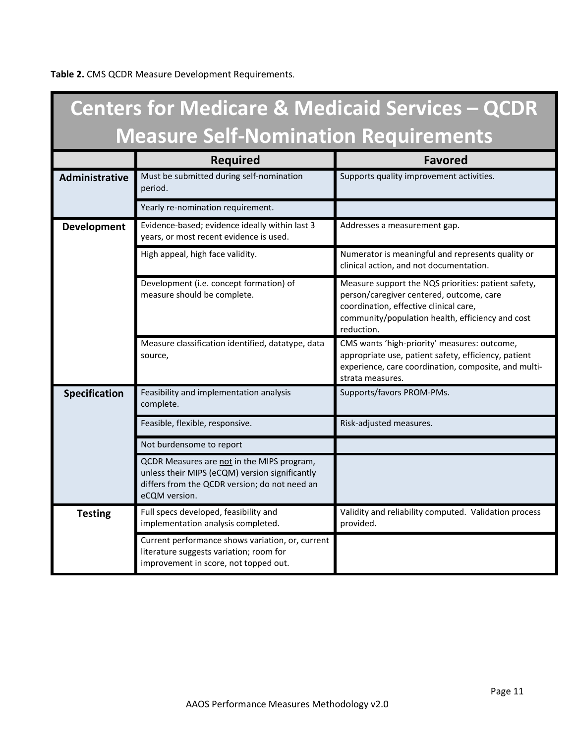**Table 2.** CMS QCDR Measure Development Requirements.

| Centers for Medicare & Medicaid Services – QCDR Measure Self-Nomination Requirements | | |
|---|---|---|
| | **Required** | **Favored** |
| **Administrative** | Must be submitted during self-nomination period. | Supports quality improvement activities. |
| | Yearly re-nomination requirement. | |
| **Development** | Evidence-based; evidence ideally within last 3 years, or most recent evidence is used. | Addresses a measurement gap. |
| | High appeal, high face validity. | Numerator is meaningful and represents quality or clinical action, and not documentation. |
| | Development (i.e. concept formation) of measure should be complete. | Measure support the NQS priorities: patient safety, person/caregiver centered, outcome, care coordination, effective clinical care, community/population health, efficiency and cost reduction. |
| | Measure classification identified, datatype, data source, | CMS wants 'high-priority' measures: outcome, appropriate use, patient safety, efficiency, patient experience, care coordination, composite, and multi-strata measures. |
| **Specification** | Feasibility and implementation analysis complete. | Supports/favors PROM-PMs. |
| | Feasible, flexible, responsive. | Risk-adjusted measures. |
| | Not burdensome to report | |
| | QCDR Measures are not in the MIPS program, unless their MIPS (eCQM) version significantly differs from the QCDR version; do not need an eCQM version. | |
| **Testing** | Full specs developed, feasibility and implementation analysis completed. | Validity and reliability computed. Validation process provided. |
| | Current performance shows variation, or, current literature suggests variation; room for improvement in score, not topped out. | |

AAOS Performance Measures Methodology v2.0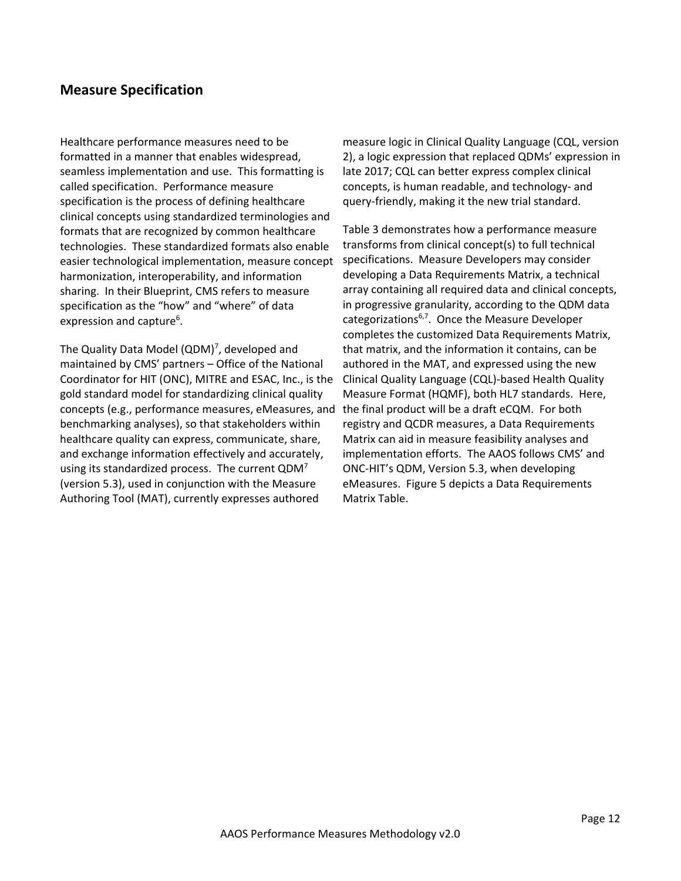## Measure Specification

Healthcare performance measures need to be formatted in a manner that enables widespread, seamless implementation and use. This formatting is called specification. Performance measure specification is the process of defining healthcare clinical concepts using standardized terminologies and formats that are recognized by common healthcare technologies. These standardized formats also enable easier technological implementation, measure concept harmonization, interoperability, and information sharing. In their Blueprint, CMS refers to measure specification as the "how" and "where" of data expression and capture[6].

The Quality Data Model (QDM)[7], developed and maintained by CMS' partners – Office of the National Coordinator for HIT (ONC), MITRE and ESAC, Inc., is the gold standard model for standardizing clinical quality concepts (e.g., performance measures, eMeasures, and benchmarking analyses), so that stakeholders within healthcare quality can express, communicate, share, and exchange information effectively and accurately, using its standardized process. The current QDM[7] (version 5.3), used in conjunction with the Measure Authoring Tool (MAT), currently expresses authored measure logic in Clinical Quality Language (CQL, version 2), a logic expression that replaced QDMs' expression in late 2017; CQL can better express complex clinical concepts, is human readable, and technology- and query-friendly, making it the new trial standard.

Table 3 demonstrates how a performance measure transforms from clinical concept(s) to full technical specifications. Measure Developers may consider developing a Data Requirements Matrix, a technical array containing all required data and clinical concepts, in progressive granularity, according to the QDM data categorizations[6,7]. Once the Measure Developer completes the customized Data Requirements Matrix, that matrix, and the information it contains, can be authored in the MAT, and expressed using the new Clinical Quality Language (CQL)-based Health Quality Measure Format (HQMF), both HL7 standards. Here, the final product will be a draft eCQM. For both registry and QCDR measures, a Data Requirements Matrix can aid in measure feasibility analyses and implementation efforts. The AAOS follows CMS' and ONC-HIT's QDM, Version 5.3, when developing eMeasures. Figure 5 depicts a Data Requirements Matrix Table.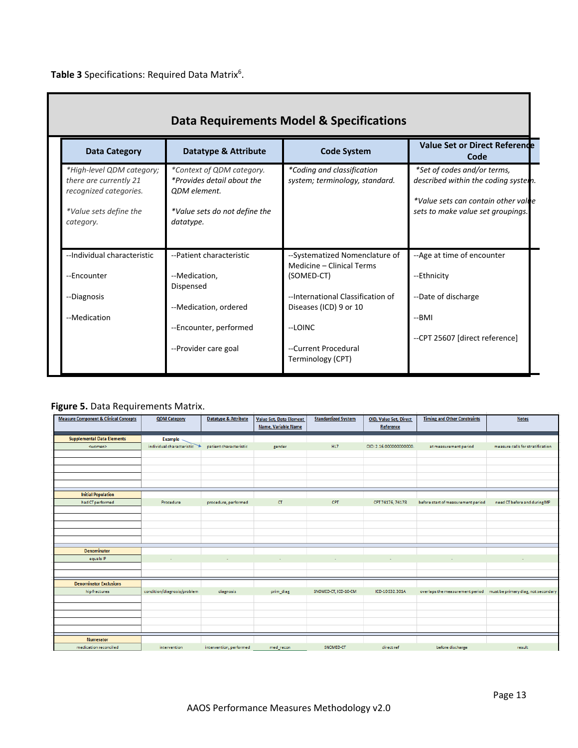**Table 3** Specifications: Required Data Matrix[6].

| Data Requirements Model & Specifications | | | |
|---|---|---|---|
| **Data Category** | **Datatype & Attribute** | **Code System** | **Value Set or Direct Reference Code** |
| *\*High-level QDM category; there are currently 21 recognized categories.*<br><br>*\*Value sets define the category.* | *\*Context of QDM category.*<br>*\*Provides detail about the QDM element.*<br><br>*\*Value sets do not define the datatype.* | *\*Coding and classification system; terminology, standard.* | *\*Set of codes and/or terms, described within the coding system.*<br><br>*\*Value sets can contain other value sets to make value set groupings.* |
| --Individual characteristic<br><br>--Encounter<br><br>--Diagnosis<br><br>--Medication | --Patient characteristic<br><br>--Medication, Dispensed<br><br>--Medication, ordered<br><br>--Encounter, performed<br><br>--Provider care goal | --Systematized Nomenclature of Medicine – Clinical Terms (SOMED-CT)<br><br>--International Classification of Diseases (ICD) 9 or 10<br><br>--LOINC<br><br>--Current Procedural Terminology (CPT) | --Age at time of encounter<br><br>--Ethnicity<br><br>--Date of discharge<br><br>--BMI<br><br>--CPT 25607 [direct reference] |

**Figure 5.** Data Requirements Matrix.

| Measure Component & Clinical Concepts | QDM Category | Datatype & Attribute | Value Set, Data Element Name, Variable Name | Standardized System | OID, Value Set, Direct Reference | Timing and Other Constraints | Notes |
|---|---|---|---|---|---|---|---|
| **Supplemental Data Elements** | Example | | | | | | |
| <women> | individual characteristic | patient characteristic | gender | HL7 | OID: 2.16.000000000000. | at measurement period | measure calls for stratification |
| **Initial Population** | | | | | | | |
| had CT performed | Procedure | procedure, performed | CT | CPT | CPT 74176, 74178 | before start of measurement period | need CT before and during MP |
| **Denominator** | | | | | | | |
| equals IP | - | - | - | - | - | - | - |
| **Denominator Exclusions** | | | | | | | |
| hip fractures | condition/diagnosis/problem | diagnosis | prim_diag | SNOMED-CT, ICD-10-CM | ICD-10 S32.301A | overlaps the measurement period | must be primary diag, not secondary |
| **Numerator** | | | | | | | |
| medication reconciled | intervention | intervention, performed | med_recon | SNOMED-CT | direct ref | before discharge | result |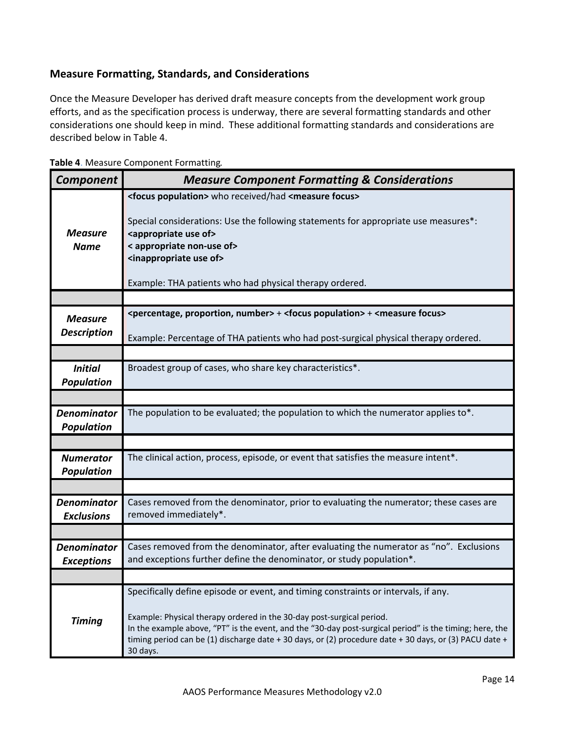## Measure Formatting, Standards, and Considerations

Once the Measure Developer has derived draft measure concepts from the development work group efforts, and as the specification process is underway, there are several formatting standards and other considerations one should keep in mind. These additional formatting standards and considerations are described below in Table 4.

**Table 4**. Measure Component Formatting.

| ***Component*** | ***Measure Component Formatting & Considerations*** |
|---|---|
| ***Measure Name*** | **<focus population>** who received/had **<measure focus>**<br><br>Special considerations: Use the following statements for appropriate use measures*:<br>**<appropriate use of>**<br>**< appropriate non-use of>**<br>**<inappropriate use of>**<br><br>Example: THA patients who had physical therapy ordered. |
| ***Measure Description*** | **<percentage, proportion, number>** + **<focus population>** + **<measure focus>**<br><br>Example: Percentage of THA patients who had post-surgical physical therapy ordered. |
| ***Initial Population*** | Broadest group of cases, who share key characteristics*. |
| ***Denominator Population*** | The population to be evaluated; the population to which the numerator applies to*. |
| ***Numerator Population*** | The clinical action, process, episode, or event that satisfies the measure intent*. |
| ***Denominator Exclusions*** | Cases removed from the denominator, prior to evaluating the numerator; these cases are removed immediately*. |
| ***Denominator Exceptions*** | Cases removed from the denominator, after evaluating the numerator as "no". Exclusions and exceptions further define the denominator, or study population*. |
| ***Timing*** | Specifically define episode or event, and timing constraints or intervals, if any.<br><br>Example: Physical therapy ordered in the 30-day post-surgical period.<br>In the example above, "PT" is the event, and the "30-day post-surgical period" is the timing; here, the timing period can be (1) discharge date + 30 days, or (2) procedure date + 30 days, or (3) PACU date + 30 days. |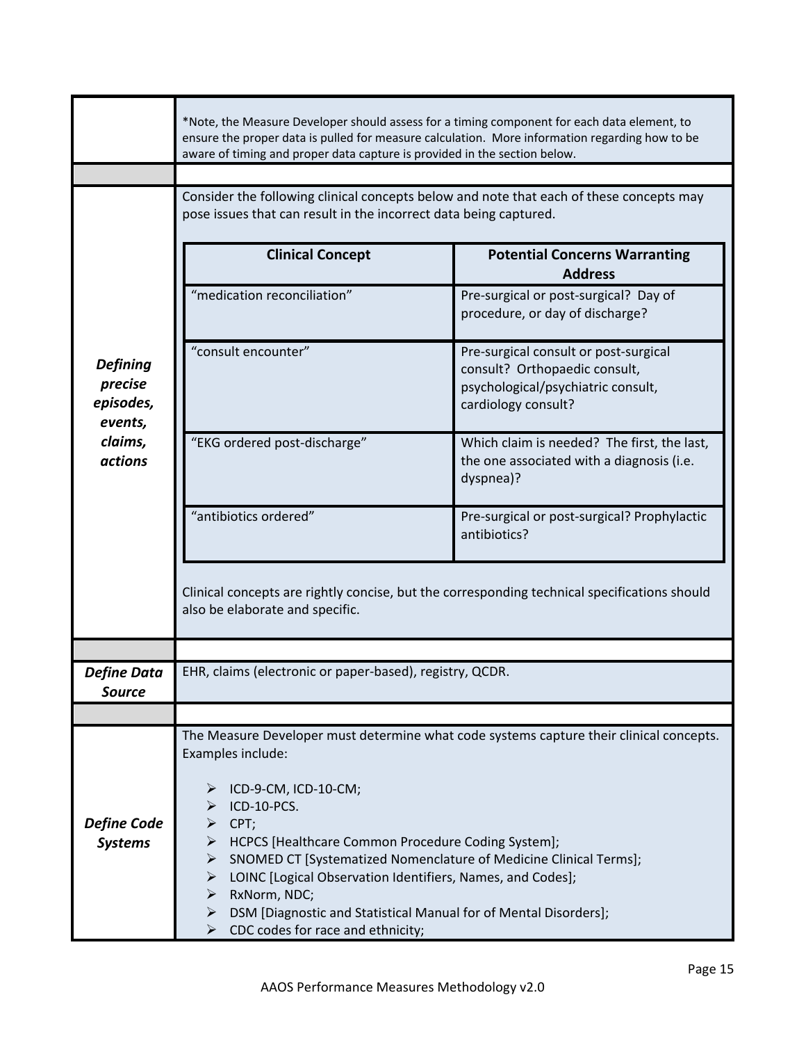| | |
|---|---|
| | *Note, the Measure Developer should assess for a timing component for each data element, to ensure the proper data is pulled for measure calculation. More information regarding how to be aware of timing and proper data capture is provided in the section below. |
| | |
| ***Defining precise episodes, events, claims, actions*** | Consider the following clinical concepts below and note that each of these concepts may pose issues that can result in the incorrect data being captured.<br><br>**Clinical Concept** — **Potential Concerns Warranting Address**<br>"medication reconciliation" — Pre-surgical or post-surgical? Day of procedure, or day of discharge?<br>"consult encounter" — Pre-surgical consult or post-surgical consult? Orthopaedic consult, psychological/psychiatric consult, cardiology consult?<br>"EKG ordered post-discharge" — Which claim is needed? The first, the last, the one associated with a diagnosis (i.e. dyspnea)?<br>"antibiotics ordered" — Pre-surgical or post-surgical? Prophylactic antibiotics?<br><br>Clinical concepts are rightly concise, but the corresponding technical specifications should also be elaborate and specific. |
| | |
| ***Define Data Source*** | EHR, claims (electronic or paper-based), registry, QCDR. |
| | |
| ***Define Code Systems*** | The Measure Developer must determine what code systems capture their clinical concepts. Examples include:<br><br>➢ ICD-9-CM, ICD-10-CM;<br>➢ ICD-10-PCS.<br>➢ CPT;<br>➢ HCPCS [Healthcare Common Procedure Coding System];<br>➢ SNOMED CT [Systematized Nomenclature of Medicine Clinical Terms];<br>➢ LOINC [Logical Observation Identifiers, Names, and Codes];<br>➢ RxNorm, NDC;<br>➢ DSM [Diagnostic and Statistical Manual for of Mental Disorders];<br>➢ CDC codes for race and ethnicity; |

| Clinical Concept | Potential Concerns Warranting Address |
|---|---|
| "medication reconciliation" | Pre-surgical or post-surgical? Day of procedure, or day of discharge? |
| "consult encounter" | Pre-surgical consult or post-surgical consult? Orthopaedic consult, psychological/psychiatric consult, cardiology consult? |
| "EKG ordered post-discharge" | Which claim is needed? The first, the last, the one associated with a diagnosis (i.e. dyspnea)? |
| "antibiotics ordered" | Pre-surgical or post-surgical? Prophylactic antibiotics? |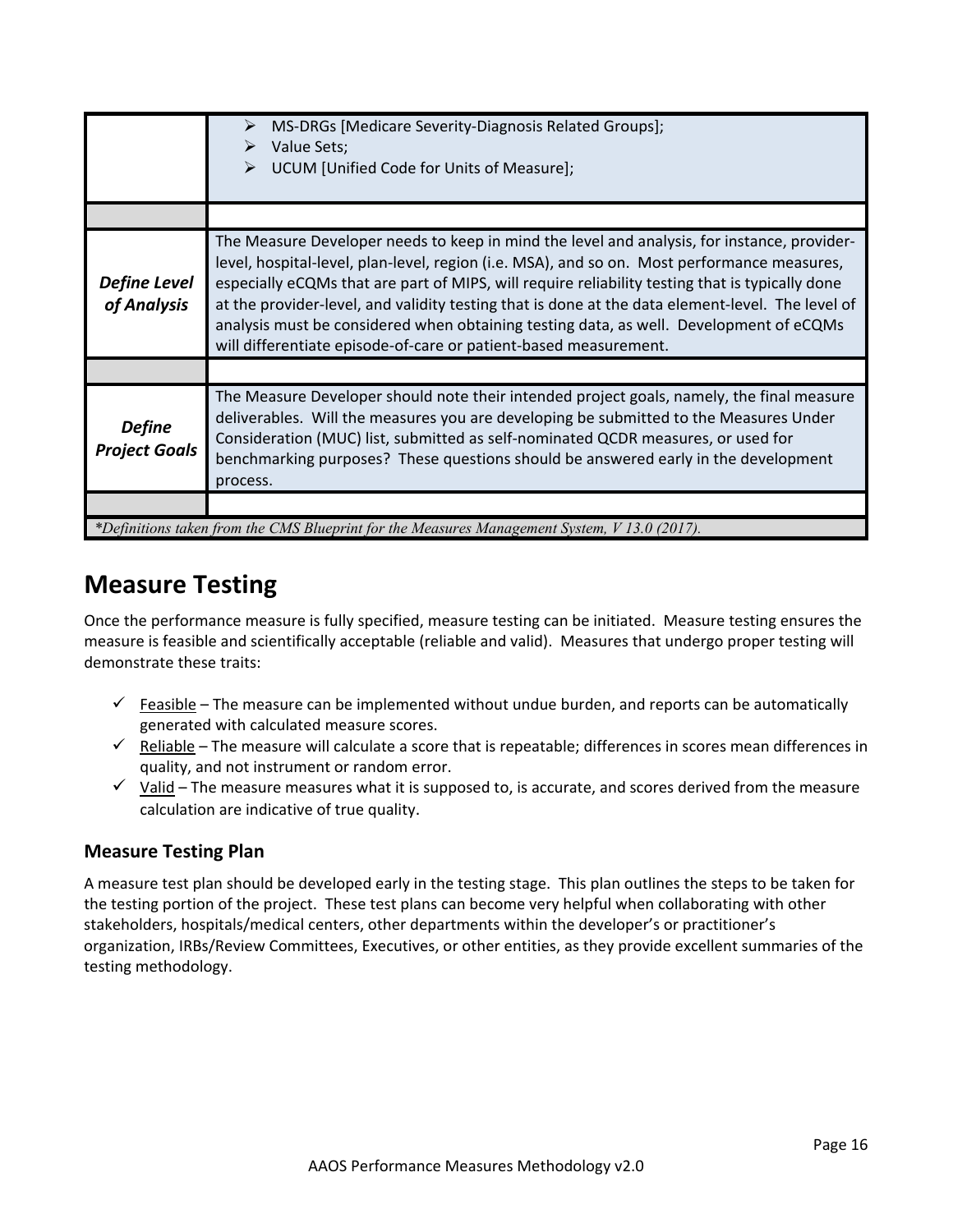| | |
|---|---|
| | ➢ MS-DRGs [Medicare Severity-Diagnosis Related Groups];<br>➢ Value Sets;<br>➢ UCUM [Unified Code for Units of Measure]; |
| | |
| ***Define Level of Analysis*** | The Measure Developer needs to keep in mind the level and analysis, for instance, provider-level, hospital-level, plan-level, region (i.e. MSA), and so on. Most performance measures, especially eCQMs that are part of MIPS, will require reliability testing that is typically done at the provider-level, and validity testing that is done at the data element-level. The level of analysis must be considered when obtaining testing data, as well. Development of eCQMs will differentiate episode-of-care or patient-based measurement. |
| | |
| ***Define Project Goals*** | The Measure Developer should note their intended project goals, namely, the final measure deliverables. Will the measures you are developing be submitted to the Measures Under Consideration (MUC) list, submitted as self-nominated QCDR measures, or used for benchmarking purposes? These questions should be answered early in the development process. |
| | |

*\*Definitions taken from the CMS Blueprint for the Measures Management System, V 13.0 (2017).*

# Measure Testing

Once the performance measure is fully specified, measure testing can be initiated. Measure testing ensures the measure is feasible and scientifically acceptable (reliable and valid). Measures that undergo proper testing will demonstrate these traits:

- ✓ Feasible – The measure can be implemented without undue burden, and reports can be automatically generated with calculated measure scores.
- ✓ Reliable – The measure will calculate a score that is repeatable; differences in scores mean differences in quality, and not instrument or random error.
- ✓ Valid – The measure measures what it is supposed to, is accurate, and scores derived from the measure calculation are indicative of true quality.

## Measure Testing Plan

A measure test plan should be developed early in the testing stage. This plan outlines the steps to be taken for the testing portion of the project. These test plans can become very helpful when collaborating with other stakeholders, hospitals/medical centers, other departments within the developer's or practitioner's organization, IRBs/Review Committees, Executives, or other entities, as they provide excellent summaries of the testing methodology.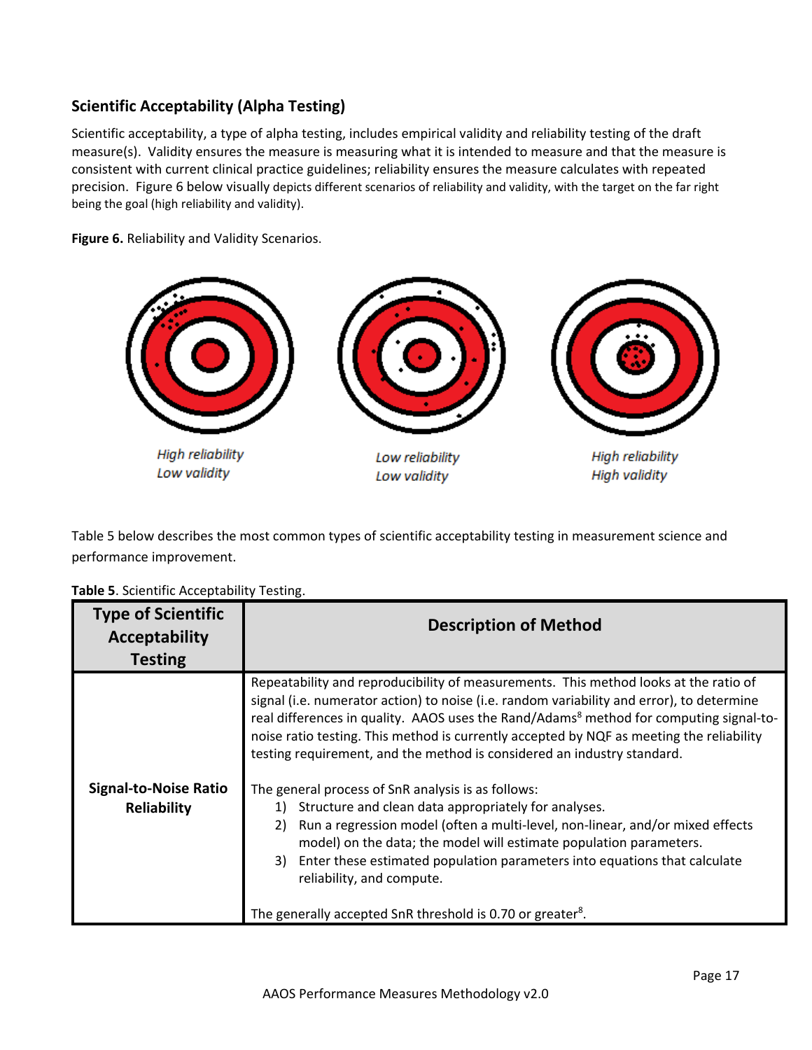### Scientific Acceptability (Alpha Testing)

Scientific acceptability, a type of alpha testing, includes empirical validity and reliability testing of the draft measure(s). Validity ensures the measure is measuring what it is intended to measure and that the measure is consistent with current clinical practice guidelines; reliability ensures the measure calculates with repeated precision. Figure 6 below visually depicts different scenarios of reliability and validity, with the target on the far right being the goal (high reliability and validity).

**Figure 6.** Reliability and Validity Scenarios.

*High reliability*
*Low validity*

*Low reliability*
*Low validity*

*High reliability*
*High validity*

Table 5 below describes the most common types of scientific acceptability testing in measurement science and performance improvement.

**Table 5**. Scientific Acceptability Testing.

| Type of Scientific Acceptability Testing | Description of Method |
|---|---|
| **Signal-to-Noise Ratio Reliability** | Repeatability and reproducibility of measurements. This method looks at the ratio of signal (i.e. numerator action) to noise (i.e. random variability and error), to determine real differences in quality. AAOS uses the Rand/Adams[8] method for computing signal-to-noise ratio testing. This method is currently accepted by NQF as meeting the reliability testing requirement, and the method is considered an industry standard.<br><br>The general process of SnR analysis is as follows:<br>1) Structure and clean data appropriately for analyses.<br>2) Run a regression model (often a multi-level, non-linear, and/or mixed effects model) on the data; the model will estimate population parameters.<br>3) Enter these estimated population parameters into equations that calculate reliability, and compute.<br><br>The generally accepted SnR threshold is 0.70 or greater[8]. |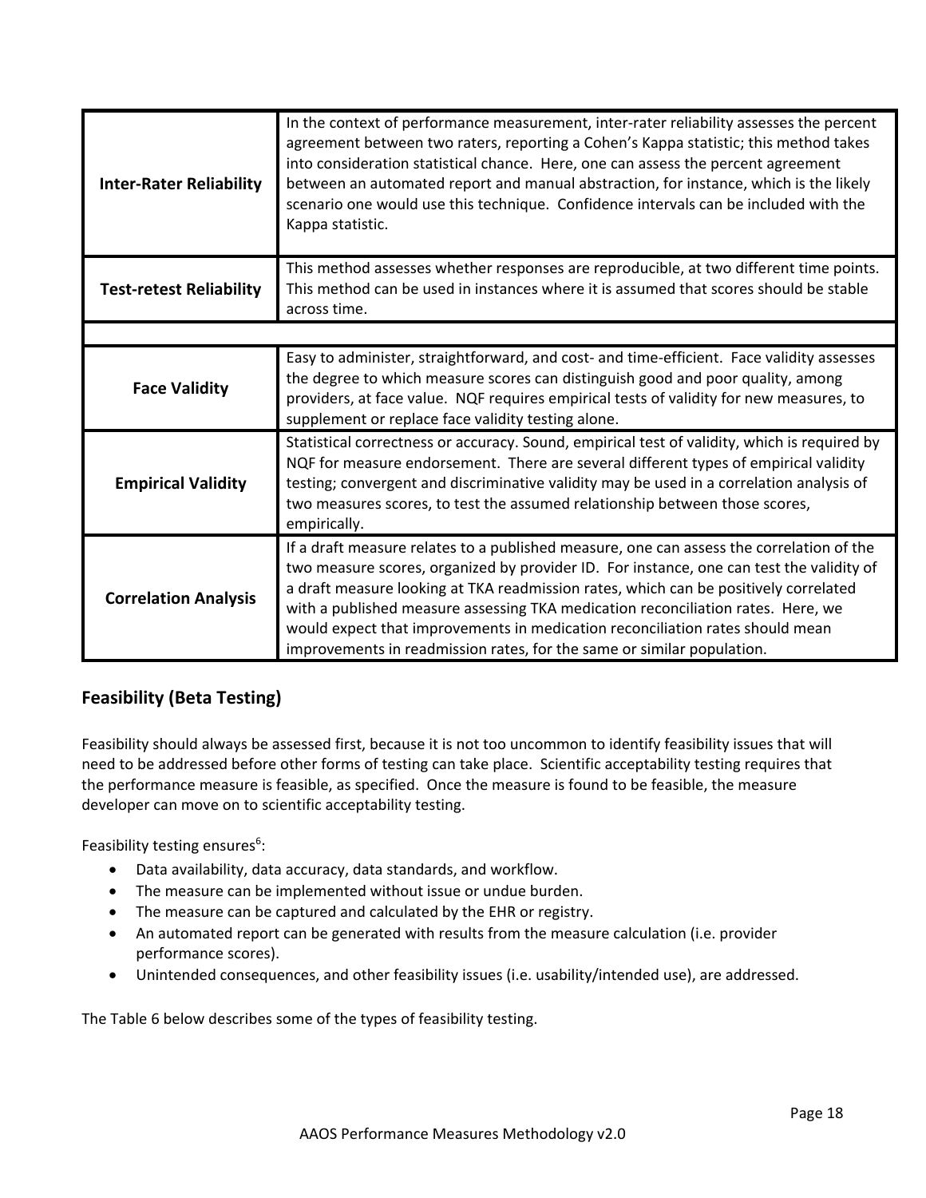| | |
|---|---|
| **Inter-Rater Reliability** | In the context of performance measurement, inter-rater reliability assesses the percent agreement between two raters, reporting a Cohen's Kappa statistic; this method takes into consideration statistical chance. Here, one can assess the percent agreement between an automated report and manual abstraction, for instance, which is the likely scenario one would use this technique. Confidence intervals can be included with the Kappa statistic. |
| **Test-retest Reliability** | This method assesses whether responses are reproducible, at two different time points. This method can be used in instances where it is assumed that scores should be stable across time. |
| | |
| **Face Validity** | Easy to administer, straightforward, and cost- and time-efficient. Face validity assesses the degree to which measure scores can distinguish good and poor quality, among providers, at face value. NQF requires empirical tests of validity for new measures, to supplement or replace face validity testing alone. |
| **Empirical Validity** | Statistical correctness or accuracy. Sound, empirical test of validity, which is required by NQF for measure endorsement. There are several different types of empirical validity testing; convergent and discriminative validity may be used in a correlation analysis of two measures scores, to test the assumed relationship between those scores, empirically. |
| **Correlation Analysis** | If a draft measure relates to a published measure, one can assess the correlation of the two measure scores, organized by provider ID. For instance, one can test the validity of a draft measure looking at TKA readmission rates, which can be positively correlated with a published measure assessing TKA medication reconciliation rates. Here, we would expect that improvements in medication reconciliation rates should mean improvements in readmission rates, for the same or similar population. |

## Feasibility (Beta Testing)

Feasibility should always be assessed first, because it is not too uncommon to identify feasibility issues that will need to be addressed before other forms of testing can take place. Scientific acceptability testing requires that the performance measure is feasible, as specified. Once the measure is found to be feasible, the measure developer can move on to scientific acceptability testing.

Feasibility testing ensures[6]:

- Data availability, data accuracy, data standards, and workflow.
- The measure can be implemented without issue or undue burden.
- The measure can be captured and calculated by the EHR or registry.
- An automated report can be generated with results from the measure calculation (i.e. provider performance scores).
- Unintended consequences, and other feasibility issues (i.e. usability/intended use), are addressed.

The Table 6 below describes some of the types of feasibility testing.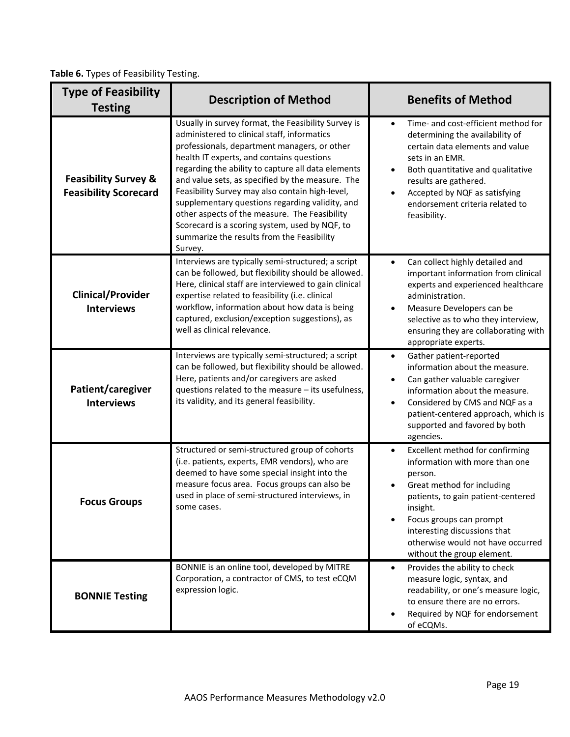**Table 6.** Types of Feasibility Testing.

| Type of Feasibility Testing | Description of Method | Benefits of Method |
|---|---|---|
| **Feasibility Survey & Feasibility Scorecard** | Usually in survey format, the Feasibility Survey is administered to clinical staff, informatics professionals, department managers, or other health IT experts, and contains questions regarding the ability to capture all data elements and value sets, as specified by the measure. The Feasibility Survey may also contain high-level, supplementary questions regarding validity, and other aspects of the measure. The Feasibility Scorecard is a scoring system, used by NQF, to summarize the results from the Feasibility Survey. | • Time- and cost-efficient method for determining the availability of certain data elements and value sets in an EMR.<br>• Both quantitative and qualitative results are gathered.<br>• Accepted by NQF as satisfying endorsement criteria related to feasibility. |
| **Clinical/Provider Interviews** | Interviews are typically semi-structured; a script can be followed, but flexibility should be allowed. Here, clinical staff are interviewed to gain clinical expertise related to feasibility (i.e. clinical workflow, information about how data is being captured, exclusion/exception suggestions), as well as clinical relevance. | • Can collect highly detailed and important information from clinical experts and experienced healthcare administration.<br>• Measure Developers can be selective as to who they interview, ensuring they are collaborating with appropriate experts. |
| **Patient/caregiver Interviews** | Interviews are typically semi-structured; a script can be followed, but flexibility should be allowed. Here, patients and/or caregivers are asked questions related to the measure – its usefulness, its validity, and its general feasibility. | • Gather patient-reported information about the measure.<br>• Can gather valuable caregiver information about the measure.<br>• Considered by CMS and NQF as a patient-centered approach, which is supported and favored by both agencies. |
| **Focus Groups** | Structured or semi-structured group of cohorts (i.e. patients, experts, EMR vendors), who are deemed to have some special insight into the measure focus area. Focus groups can also be used in place of semi-structured interviews, in some cases. | • Excellent method for confirming information with more than one person.<br>• Great method for including patients, to gain patient-centered insight.<br>• Focus groups can prompt interesting discussions that otherwise would not have occurred without the group element. |
| **BONNIE Testing** | BONNIE is an online tool, developed by MITRE Corporation, a contractor of CMS, to test eCQM expression logic. | • Provides the ability to check measure logic, syntax, and readability, or one's measure logic, to ensure there are no errors.<br>• Required by NQF for endorsement of eCQMs. |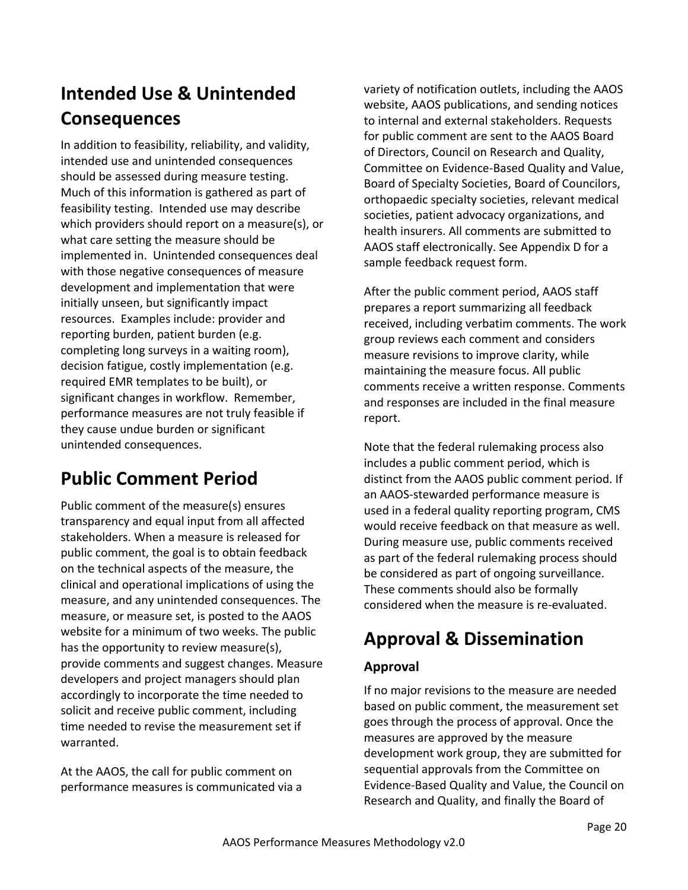## Intended Use & Unintended Consequences

In addition to feasibility, reliability, and validity, intended use and unintended consequences should be assessed during measure testing. Much of this information is gathered as part of feasibility testing. Intended use may describe which providers should report on a measure(s), or what care setting the measure should be implemented in. Unintended consequences deal with those negative consequences of measure development and implementation that were initially unseen, but significantly impact resources. Examples include: provider and reporting burden, patient burden (e.g. completing long surveys in a waiting room), decision fatigue, costly implementation (e.g. required EMR templates to be built), or significant changes in workflow. Remember, performance measures are not truly feasible if they cause undue burden or significant unintended consequences.

## Public Comment Period

Public comment of the measure(s) ensures transparency and equal input from all affected stakeholders. When a measure is released for public comment, the goal is to obtain feedback on the technical aspects of the measure, the clinical and operational implications of using the measure, and any unintended consequences. The measure, or measure set, is posted to the AAOS website for a minimum of two weeks. The public has the opportunity to review measure(s), provide comments and suggest changes. Measure developers and project managers should plan accordingly to incorporate the time needed to solicit and receive public comment, including time needed to revise the measurement set if warranted.

At the AAOS, the call for public comment on performance measures is communicated via a variety of notification outlets, including the AAOS website, AAOS publications, and sending notices to internal and external stakeholders. Requests for public comment are sent to the AAOS Board of Directors, Council on Research and Quality, Committee on Evidence-Based Quality and Value, Board of Specialty Societies, Board of Councilors, orthopaedic specialty societies, relevant medical societies, patient advocacy organizations, and health insurers. All comments are submitted to AAOS staff electronically. See Appendix D for a sample feedback request form.

After the public comment period, AAOS staff prepares a report summarizing all feedback received, including verbatim comments. The work group reviews each comment and considers measure revisions to improve clarity, while maintaining the measure focus. All public comments receive a written response. Comments and responses are included in the final measure report.

Note that the federal rulemaking process also includes a public comment period, which is distinct from the AAOS public comment period. If an AAOS-stewarded performance measure is used in a federal quality reporting program, CMS would receive feedback on that measure as well. During measure use, public comments received as part of the federal rulemaking process should be considered as part of ongoing surveillance. These comments should also be formally considered when the measure is re-evaluated.

## Approval & Dissemination

### Approval

If no major revisions to the measure are needed based on public comment, the measurement set goes through the process of approval. Once the measures are approved by the measure development work group, they are submitted for sequential approvals from the Committee on Evidence-Based Quality and Value, the Council on Research and Quality, and finally the Board of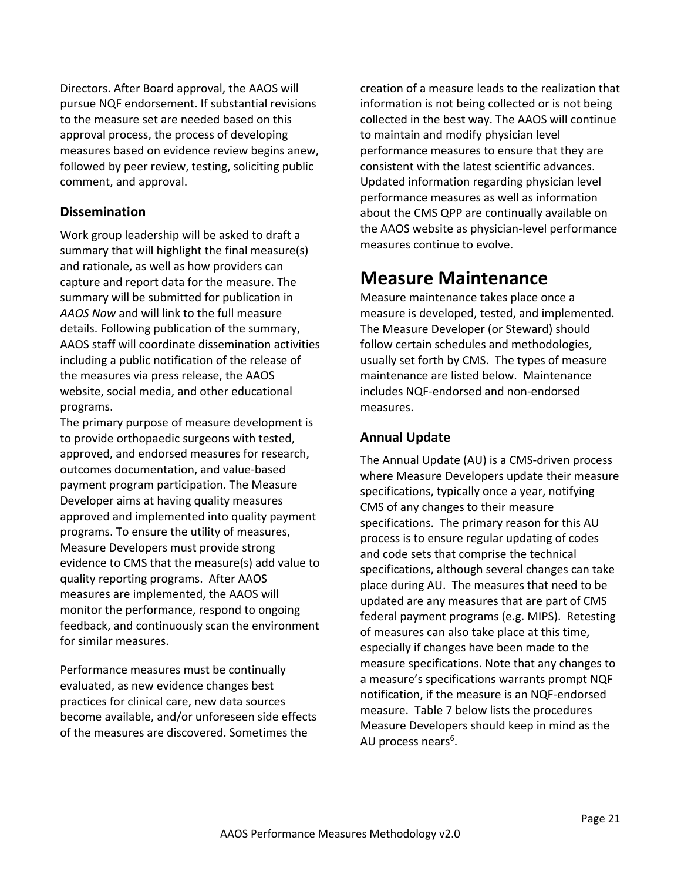Directors. After Board approval, the AAOS will pursue NQF endorsement. If substantial revisions to the measure set are needed based on this approval process, the process of developing measures based on evidence review begins anew, followed by peer review, testing, soliciting public comment, and approval.

### Dissemination

Work group leadership will be asked to draft a summary that will highlight the final measure(s) and rationale, as well as how providers can capture and report data for the measure. The summary will be submitted for publication in *AAOS Now* and will link to the full measure details. Following publication of the summary, AAOS staff will coordinate dissemination activities including a public notification of the release of the measures via press release, the AAOS website, social media, and other educational programs.

The primary purpose of measure development is to provide orthopaedic surgeons with tested, approved, and endorsed measures for research, outcomes documentation, and value-based payment program participation. The Measure Developer aims at having quality measures approved and implemented into quality payment programs. To ensure the utility of measures, Measure Developers must provide strong evidence to CMS that the measure(s) add value to quality reporting programs. After AAOS measures are implemented, the AAOS will monitor the performance, respond to ongoing feedback, and continuously scan the environment for similar measures.

Performance measures must be continually evaluated, as new evidence changes best practices for clinical care, new data sources become available, and/or unforeseen side effects of the measures are discovered. Sometimes the creation of a measure leads to the realization that information is not being collected or is not being collected in the best way. The AAOS will continue to maintain and modify physician level performance measures to ensure that they are consistent with the latest scientific advances. Updated information regarding physician level performance measures as well as information about the CMS QPP are continually available on the AAOS website as physician-level performance measures continue to evolve.

# Measure Maintenance

Measure maintenance takes place once a measure is developed, tested, and implemented. The Measure Developer (or Steward) should follow certain schedules and methodologies, usually set forth by CMS. The types of measure maintenance are listed below. Maintenance includes NQF-endorsed and non-endorsed measures.

### Annual Update

The Annual Update (AU) is a CMS-driven process where Measure Developers update their measure specifications, typically once a year, notifying CMS of any changes to their measure specifications. The primary reason for this AU process is to ensure regular updating of codes and code sets that comprise the technical specifications, although several changes can take place during AU. The measures that need to be updated are any measures that are part of CMS federal payment programs (e.g. MIPS). Retesting of measures can also take place at this time, especially if changes have been made to the measure specifications. Note that any changes to a measure's specifications warrants prompt NQF notification, if the measure is an NQF-endorsed measure. Table 7 below lists the procedures Measure Developers should keep in mind as the AU process nears[6].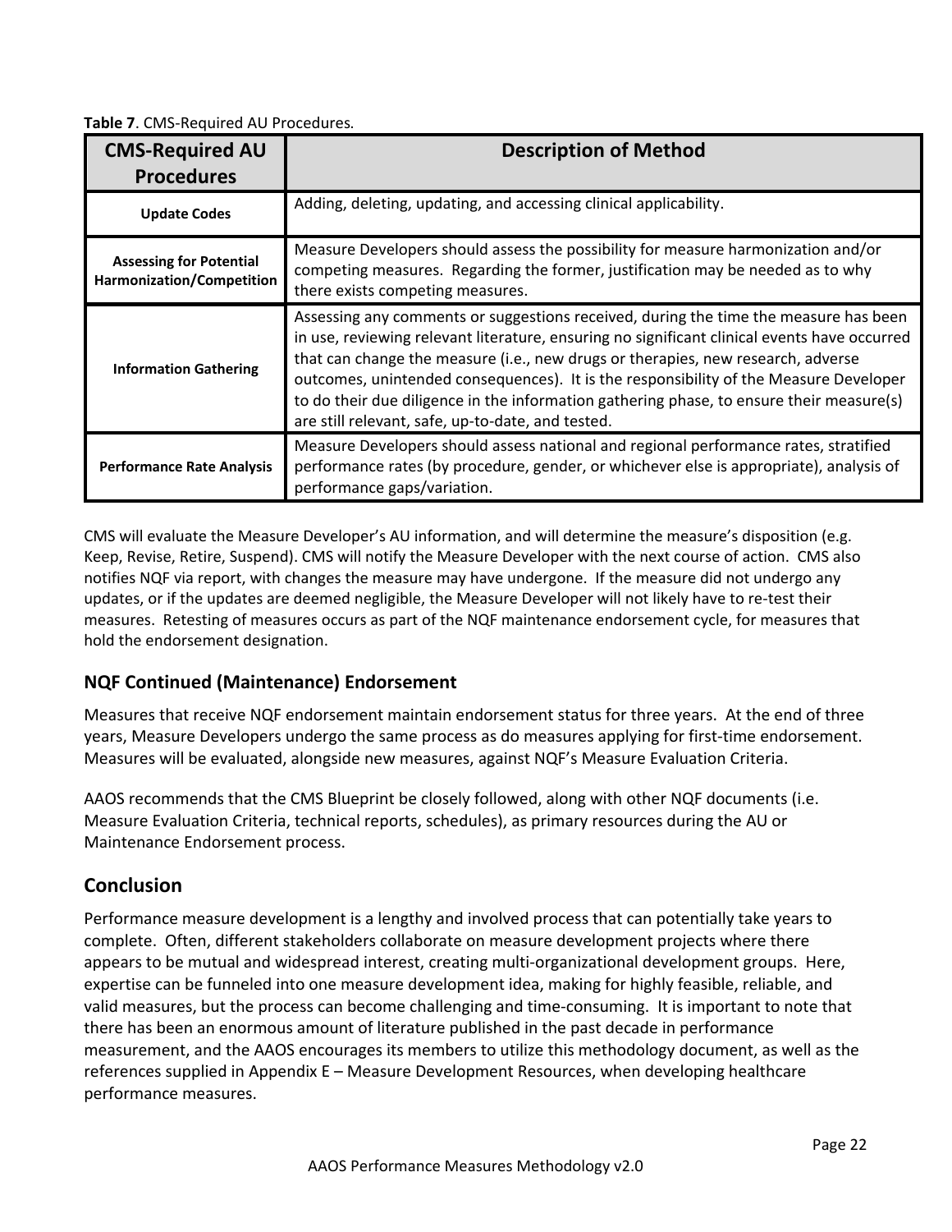**Table 7**. CMS-Required AU Procedures.

| CMS-Required AU Procedures | Description of Method |
| --- | --- |
| **Update Codes** | Adding, deleting, updating, and accessing clinical applicability. |
| **Assessing for Potential Harmonization/Competition** | Measure Developers should assess the possibility for measure harmonization and/or competing measures. Regarding the former, justification may be needed as to why there exists competing measures. |
| **Information Gathering** | Assessing any comments or suggestions received, during the time the measure has been in use, reviewing relevant literature, ensuring no significant clinical events have occurred that can change the measure (i.e., new drugs or therapies, new research, adverse outcomes, unintended consequences). It is the responsibility of the Measure Developer to do their due diligence in the information gathering phase, to ensure their measure(s) are still relevant, safe, up-to-date, and tested. |
| **Performance Rate Analysis** | Measure Developers should assess national and regional performance rates, stratified performance rates (by procedure, gender, or whichever else is appropriate), analysis of performance gaps/variation. |

CMS will evaluate the Measure Developer's AU information, and will determine the measure's disposition (e.g. Keep, Revise, Retire, Suspend). CMS will notify the Measure Developer with the next course of action. CMS also notifies NQF via report, with changes the measure may have undergone. If the measure did not undergo any updates, or if the updates are deemed negligible, the Measure Developer will not likely have to re-test their measures. Retesting of measures occurs as part of the NQF maintenance endorsement cycle, for measures that hold the endorsement designation.

### NQF Continued (Maintenance) Endorsement

Measures that receive NQF endorsement maintain endorsement status for three years. At the end of three years, Measure Developers undergo the same process as do measures applying for first-time endorsement. Measures will be evaluated, alongside new measures, against NQF's Measure Evaluation Criteria.

AAOS recommends that the CMS Blueprint be closely followed, along with other NQF documents (i.e. Measure Evaluation Criteria, technical reports, schedules), as primary resources during the AU or Maintenance Endorsement process.

## Conclusion

Performance measure development is a lengthy and involved process that can potentially take years to complete. Often, different stakeholders collaborate on measure development projects where there appears to be mutual and widespread interest, creating multi-organizational development groups. Here, expertise can be funneled into one measure development idea, making for highly feasible, reliable, and valid measures, but the process can become challenging and time-consuming. It is important to note that there has been an enormous amount of literature published in the past decade in performance measurement, and the AAOS encourages its members to utilize this methodology document, as well as the references supplied in Appendix E – Measure Development Resources, when developing healthcare performance measures.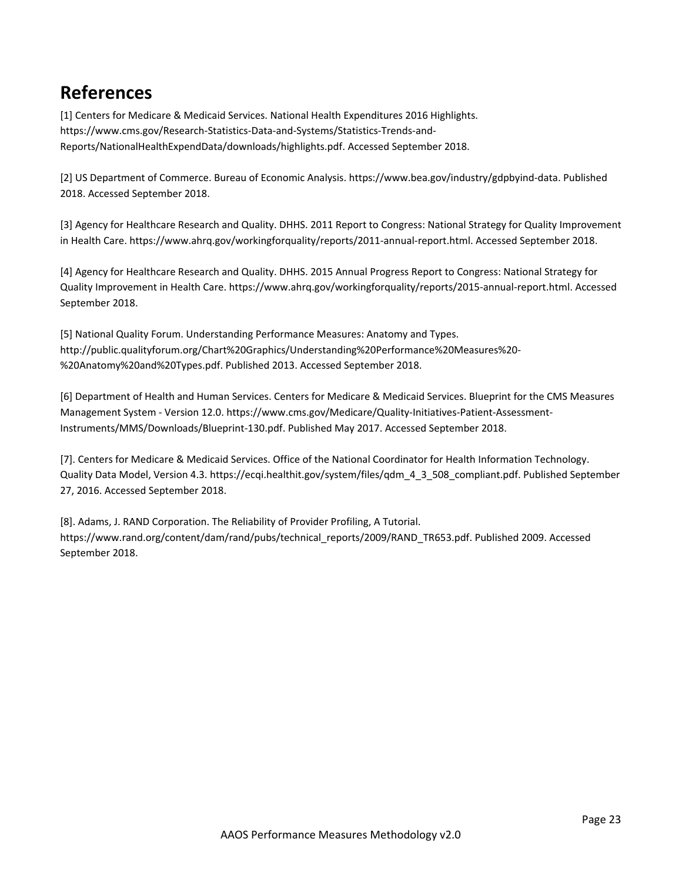# References

[1] Centers for Medicare & Medicaid Services. National Health Expenditures 2016 Highlights. https://www.cms.gov/Research-Statistics-Data-and-Systems/Statistics-Trends-and-Reports/NationalHealthExpendData/downloads/highlights.pdf. Accessed September 2018.

[2] US Department of Commerce. Bureau of Economic Analysis. https://www.bea.gov/industry/gdpbyind-data. Published 2018. Accessed September 2018.

[3] Agency for Healthcare Research and Quality. DHHS. 2011 Report to Congress: National Strategy for Quality Improvement in Health Care. https://www.ahrq.gov/workingforquality/reports/2011-annual-report.html. Accessed September 2018.

[4] Agency for Healthcare Research and Quality. DHHS. 2015 Annual Progress Report to Congress: National Strategy for Quality Improvement in Health Care. https://www.ahrq.gov/workingforquality/reports/2015-annual-report.html. Accessed September 2018.

[5] National Quality Forum. Understanding Performance Measures: Anatomy and Types. http://public.qualityforum.org/Chart%20Graphics/Understanding%20Performance%20Measures%20-%20Anatomy%20and%20Types.pdf. Published 2013. Accessed September 2018.

[6] Department of Health and Human Services. Centers for Medicare & Medicaid Services. Blueprint for the CMS Measures Management System - Version 12.0. https://www.cms.gov/Medicare/Quality-Initiatives-Patient-Assessment-Instruments/MMS/Downloads/Blueprint-130.pdf. Published May 2017. Accessed September 2018.

[7]. Centers for Medicare & Medicaid Services. Office of the National Coordinator for Health Information Technology. Quality Data Model, Version 4.3. https://ecqi.healthit.gov/system/files/qdm_4_3_508_compliant.pdf. Published September 27, 2016. Accessed September 2018.

[8]. Adams, J. RAND Corporation. The Reliability of Provider Profiling, A Tutorial. https://www.rand.org/content/dam/rand/pubs/technical_reports/2009/RAND_TR653.pdf. Published 2009. Accessed September 2018.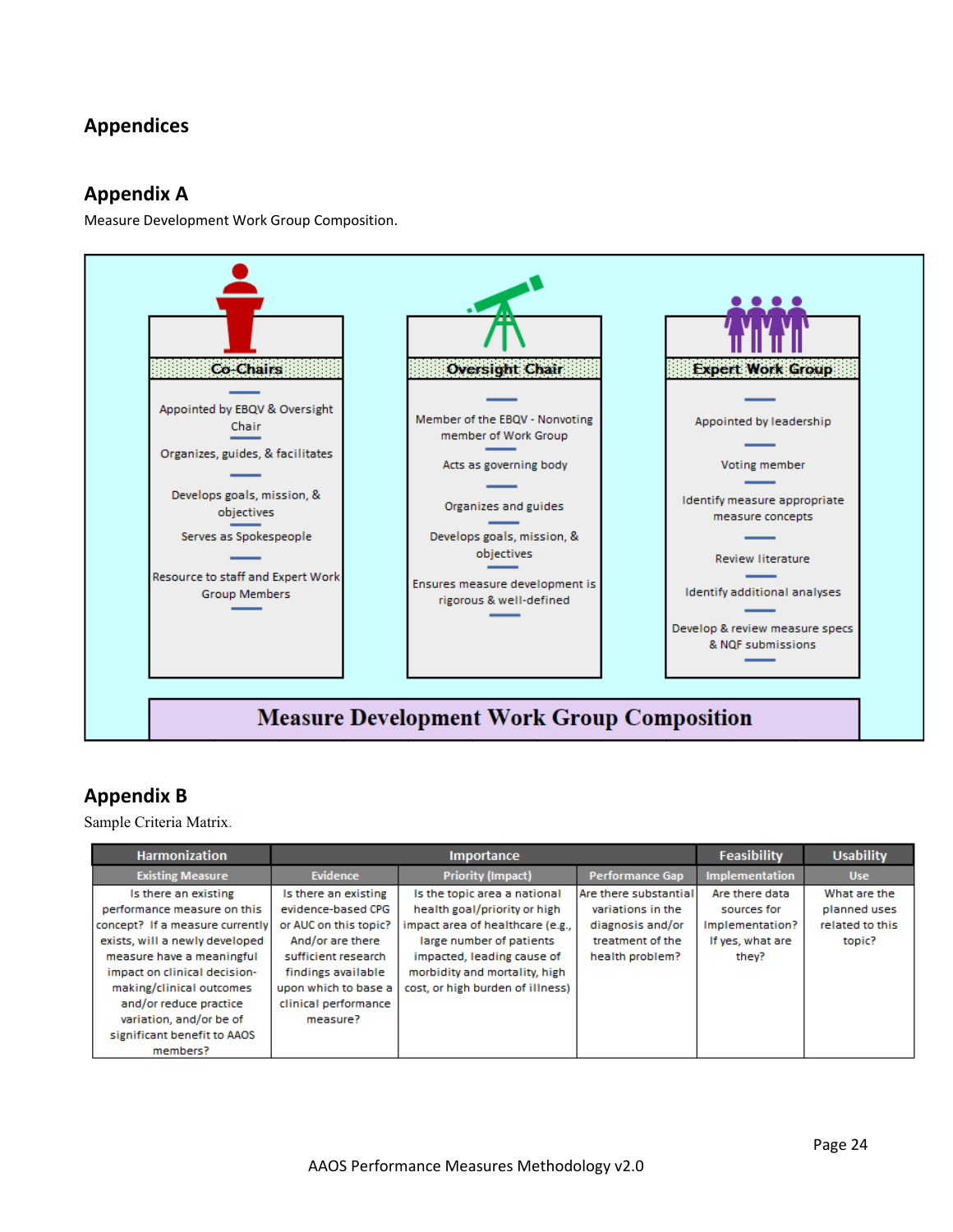# Appendices

## Appendix A

Measure Development Work Group Composition.

**Co-Chairs**

- Appointed by EBQV & Oversight Chair
- Organizes, guides, & facilitates
- Develops goals, mission, & objectives
- Serves as Spokespeople
- Resource to staff and Expert Work Group Members

**Oversight Chair**

- Member of the EBQV - Nonvoting member of Work Group
- Acts as governing body
- Organizes and guides
- Develops goals, mission, & objectives
- Ensures measure development is rigorous & well-defined

**Expert Work Group**

- Appointed by leadership
- Voting member
- Identify measure appropriate measure concepts
- Review literature
- Identify additional analyses
- Develop & review measure specs & NQF submissions

**Measure Development Work Group Composition**

## Appendix B

Sample Criteria Matrix.

| Harmonization | Importance | | | Feasibility | Usability |
|---|---|---|---|---|---|
| Existing Measure | Evidence | Priority (Impact) | Performance Gap | Implementation | Use |
| Is there an existing performance measure on this concept? If a measure currently exists, will a newly developed measure have a meaningful impact on clinical decision-making/clinical outcomes and/or reduce practice variation, and/or be of significant benefit to AAOS members? | Is there an existing evidence-based CPG or AUC on this topic? And/or are there sufficient research findings available upon which to base a clinical performance measure? | Is the topic area a national health goal/priority or high impact area of healthcare (e.g., large number of patients impacted, leading cause of morbidity and mortality, high cost, or high burden of illness) | Are there substantial variations in the diagnosis and/or treatment of the health problem? | Are there data sources for Implementation? If yes, what are they? | What are the planned uses related to this topic? |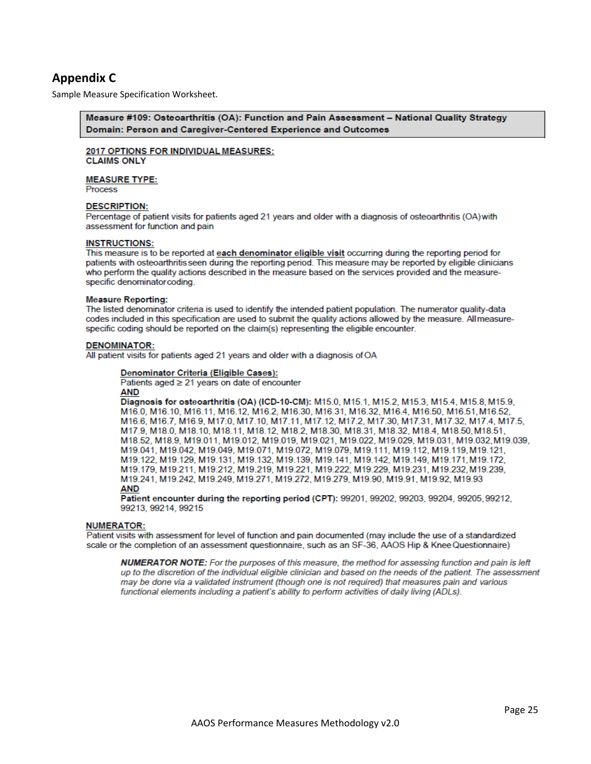## Appendix C

Sample Measure Specification Worksheet.

**Measure #109: Osteoarthritis (OA): Function and Pain Assessment – National Quality Strategy Domain: Person and Caregiver-Centered Experience and Outcomes**

**2017 OPTIONS FOR INDIVIDUAL MEASURES:**
**CLAIMS ONLY**

**MEASURE TYPE:**
Process

**DESCRIPTION:**
Percentage of patient visits for patients aged 21 years and older with a diagnosis of osteoarthritis (OA) with assessment for function and pain

**INSTRUCTIONS:**
This measure is to be reported at **each denominator eligible visit** occurring during the reporting period for patients with osteoarthritis seen during the reporting period. This measure may be reported by eligible clinicians who perform the quality actions described in the measure based on the services provided and the measure-specific denominator coding.

**Measure Reporting:**
The listed denominator criteria is used to identify the intended patient population. The numerator quality-data codes included in this specification are used to submit the quality actions allowed by the measure. All measure-specific coding should be reported on the claim(s) representing the eligible encounter.

**DENOMINATOR:**
All patient visits for patients aged 21 years and older with a diagnosis of OA

**Denominator Criteria (Eligible Cases):**
Patients aged ≥ 21 years on date of encounter
**AND**
**Diagnosis for osteoarthritis (OA) (ICD-10-CM):** M15.0, M15.1, M15.2, M15.3, M15.4, M15.8, M15.9, M16.0, M16.10, M16.11, M16.12, M16.2, M16.30, M16.31, M16.32, M16.4, M16.50, M16.51, M16.52, M16.6, M16.7, M16.9, M17.0, M17.10, M17.11, M17.12, M17.2, M17.30, M17.31, M17.32, M17.4, M17.5, M17.9, M18.0, M18.10, M18.11, M18.12, M18.2, M18.30, M18.31, M18.32, M18.4, M18.50, M18.51, M18.52, M18.9, M19.011, M19.012, M19.019, M19.021, M19.022, M19.029, M19.031, M19.032, M19.039, M19.041, M19.042, M19.049, M19.071, M19.072, M19.079, M19.111, M19.112, M19.119, M19.121, M19.122, M19.129, M19.131, M19.132, M19.139, M19.141, M19.142, M19.149, M19.171, M19.172, M19.179, M19.211, M19.212, M19.219, M19.221, M19.222, M19.229, M19.231, M19.232, M19.239, M19.241, M19.242, M19.249, M19.271, M19.272, M19.279, M19.90, M19.91, M19.92, M19.93
**AND**
**Patient encounter during the reporting period (CPT):** 99201, 99202, 99203, 99204, 99205, 99212, 99213, 99214, 99215

**NUMERATOR:**
Patient visits with assessment for level of function and pain documented (may include the use of a standardized scale or the completion of an assessment questionnaire, such as an SF-36, AAOS Hip & Knee Questionnaire)

***NUMERATOR NOTE:*** *For the purposes of this measure, the method for assessing function and pain is left up to the discretion of the individual eligible clinician and based on the needs of the patient. The assessment may be done via a validated instrument (though one is not required) that measures pain and various functional elements including a patient's ability to perform activities of daily living (ADLs).*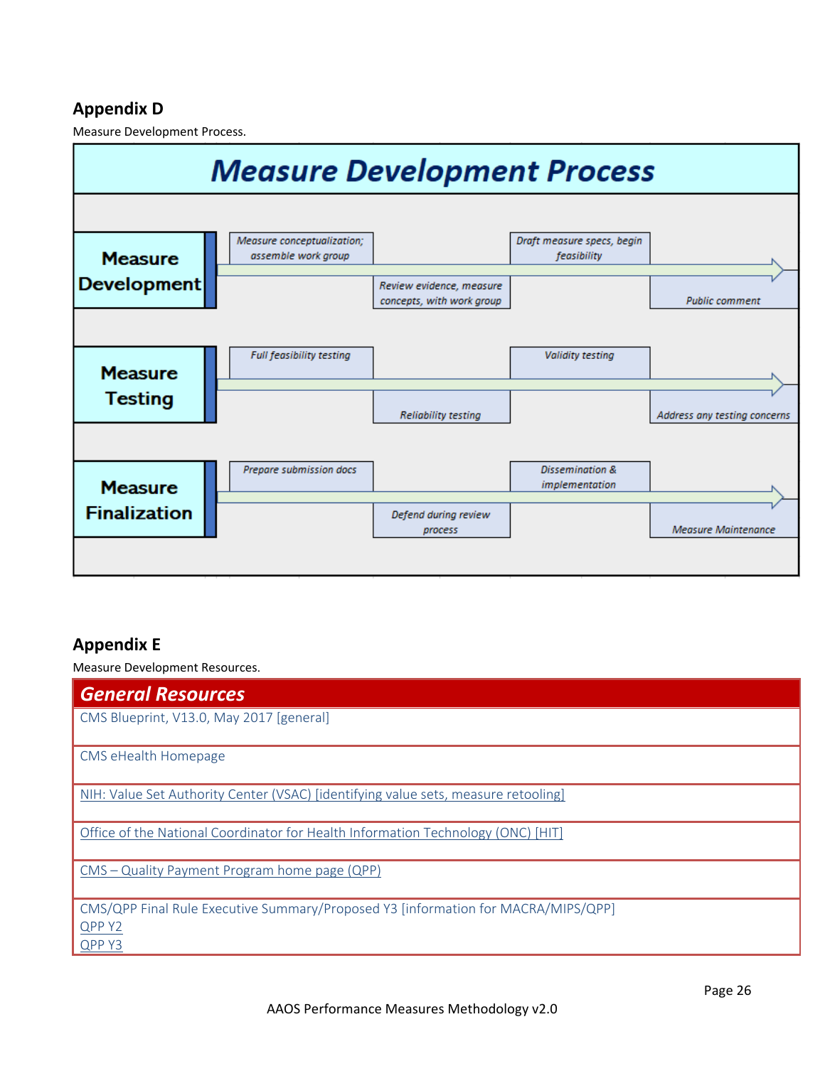## Appendix D

Measure Development Process.

# Measure Development Process

| | | | | |
|---|---|---|---|---|
| **Measure Development** | *Measure conceptualization; assemble work group* | *Review evidence, measure concepts, with work group* | *Draft measure specs, begin feasibility* | *Public comment* |
| **Measure Testing** | *Full feasibility testing* | *Reliability testing* | *Validity testing* | *Address any testing concerns* |
| **Measure Finalization** | *Prepare submission docs* | *Defend during review process* | *Dissemination & implementation* | *Measure Maintenance* |

## Appendix E

Measure Development Resources.

| ***General Resources*** |
|---|
| CMS Blueprint, V13.0, May 2017 [general] |
| CMS eHealth Homepage |
| NIH: Value Set Authority Center (VSAC) [identifying value sets, measure retooling] |
| Office of the National Coordinator for Health Information Technology (ONC) [HIT] |
| CMS – Quality Payment Program home page (QPP) |
| CMS/QPP Final Rule Executive Summary/Proposed Y3 [information for MACRA/MIPS/QPP]<br>QPP Y2<br>QPP Y3 |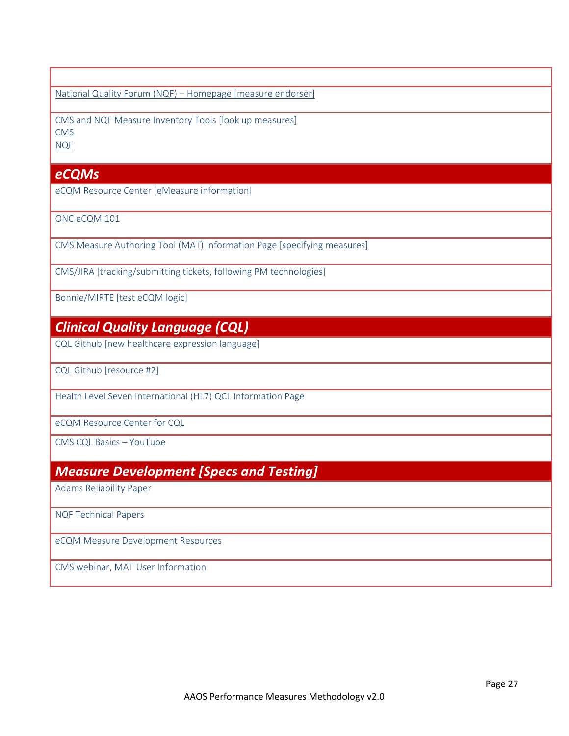| |
|---|
| National Quality Forum (NQF) – Homepage [measure endorser] |
| CMS and NQF Measure Inventory Tools [look up measures]<br>CMS<br>NQF |
| ***eCQMs*** |
| eCQM Resource Center [eMeasure information] |
| ONC eCQM 101 |
| CMS Measure Authoring Tool (MAT) Information Page [specifying measures] |
| CMS/JIRA [tracking/submitting tickets, following PM technologies] |
| Bonnie/MIRTE [test eCQM logic] |
| ***Clinical Quality Language (CQL)*** |
| CQL Github [new healthcare expression language] |
| CQL Github [resource #2] |
| Health Level Seven International (HL7) QCL Information Page |
| eCQM Resource Center for CQL |
| CMS CQL Basics – YouTube |
| ***Measure Development [Specs and Testing]*** |
| Adams Reliability Paper |
| NQF Technical Papers |
| eCQM Measure Development Resources |
| CMS webinar, MAT User Information |